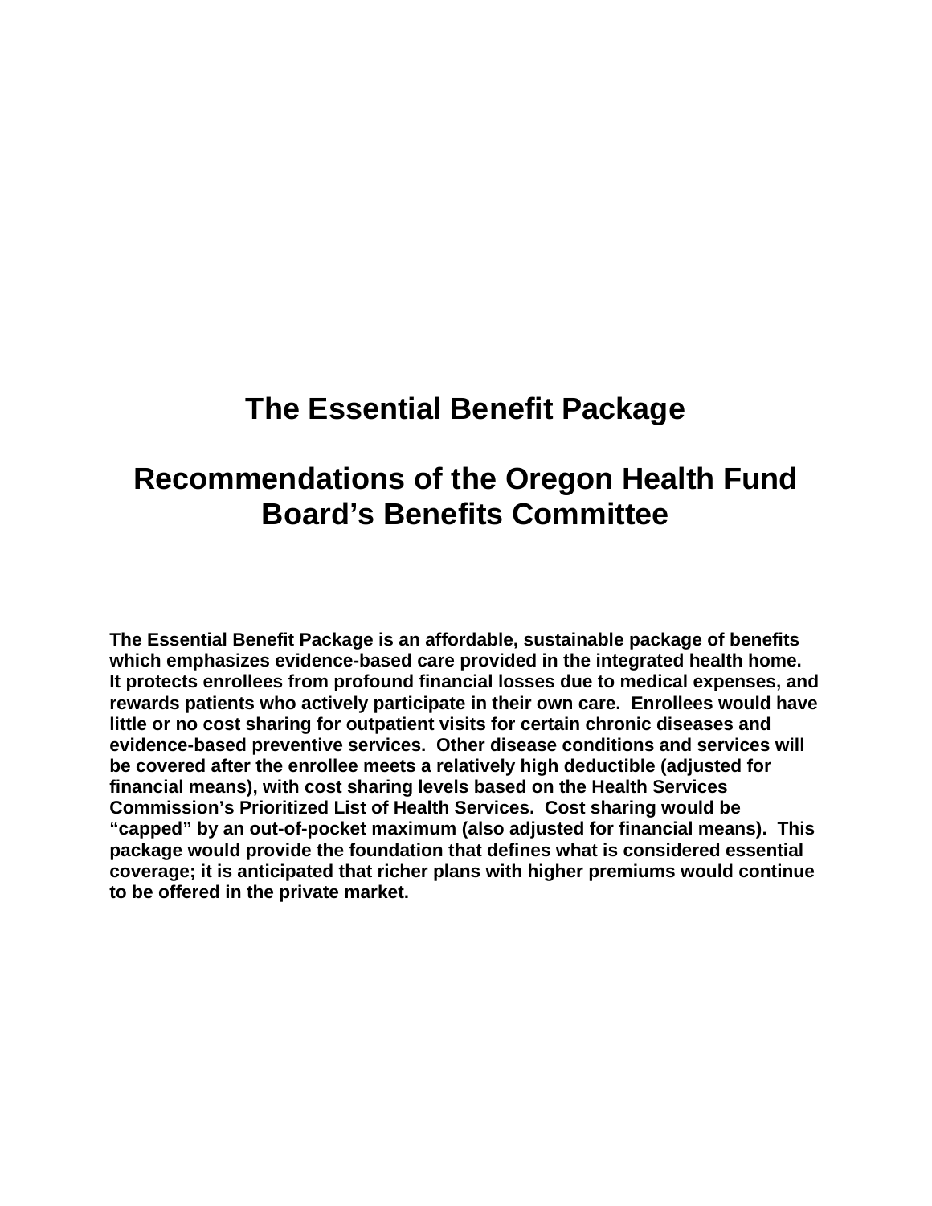# The Essential Benefit Package

# Recommendations of the Oregon Health Fund Board's Benefits Committee

**The Essential Benefit Package is an affordable, sustainable package of benefits which emphasizes evidence-based care provided in the integrated health home. It protects enrollees from profound financial losses due to medical expenses, and rewards patients who actively participate in their own care. Enrollees would have little or no cost sharing for outpatient visits for certain chronic diseases and evidence-based preventive services. Other disease conditions and services will be covered after the enrollee meets a relatively high deductible (adjusted for financial means), with cost sharing levels based on the Health Services Commission's Prioritized List of Health Services. Cost sharing would be "capped" by an out-of-pocket maximum (also adjusted for financial means). This package would provide the foundation that defines what is considered essential coverage; it is anticipated that richer plans with higher premiums would continue to be offered in the private market.**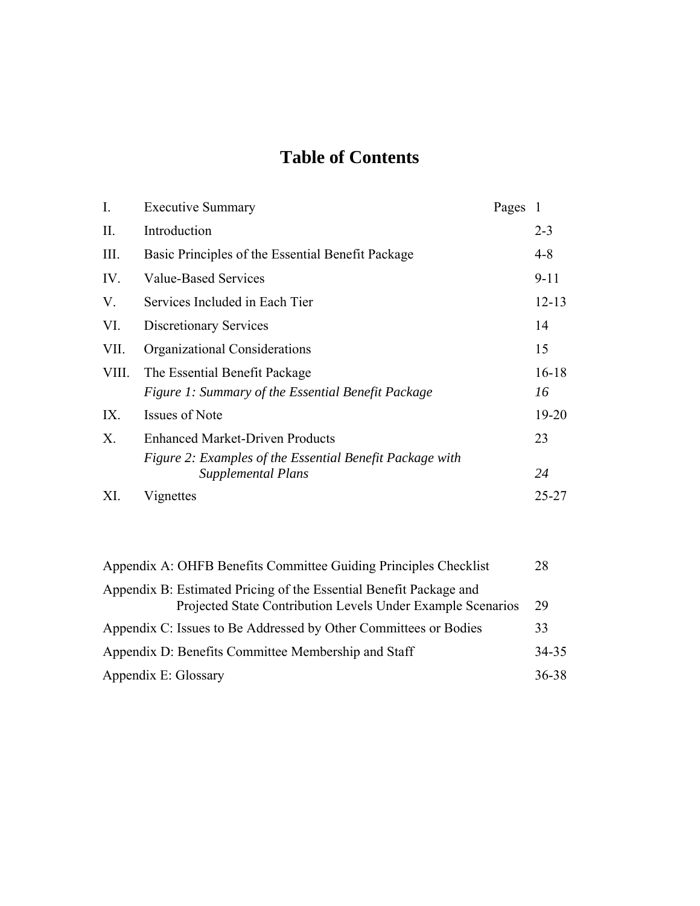# Table of Contents

| | | Pages |
|---|---|---|
| I. | Executive Summary | 1 |
| II. | Introduction | 2-3 |
| III. | Basic Principles of the Essential Benefit Package | 4-8 |
| IV. | Value-Based Services | 9-11 |
| V. | Services Included in Each Tier | 12-13 |
| VI. | Discretionary Services | 14 |
| VII. | Organizational Considerations | 15 |
| VIII. | The Essential Benefit Package | 16-18 |
| | *Figure 1: Summary of the Essential Benefit Package* | *16* |
| IX. | Issues of Note | 19-20 |
| X. | Enhanced Market-Driven Products | 23 |
| | *Figure 2: Examples of the Essential Benefit Package with Supplemental Plans* | *24* |
| XI. | Vignettes | 25-27 |

| | |
|---|---|
| Appendix A: OHFB Benefits Committee Guiding Principles Checklist | 28 |
| Appendix B: Estimated Pricing of the Essential Benefit Package and Projected State Contribution Levels Under Example Scenarios | 29 |
| Appendix C: Issues to Be Addressed by Other Committees or Bodies | 33 |
| Appendix D: Benefits Committee Membership and Staff | 34-35 |
| Appendix E: Glossary | 36-38 |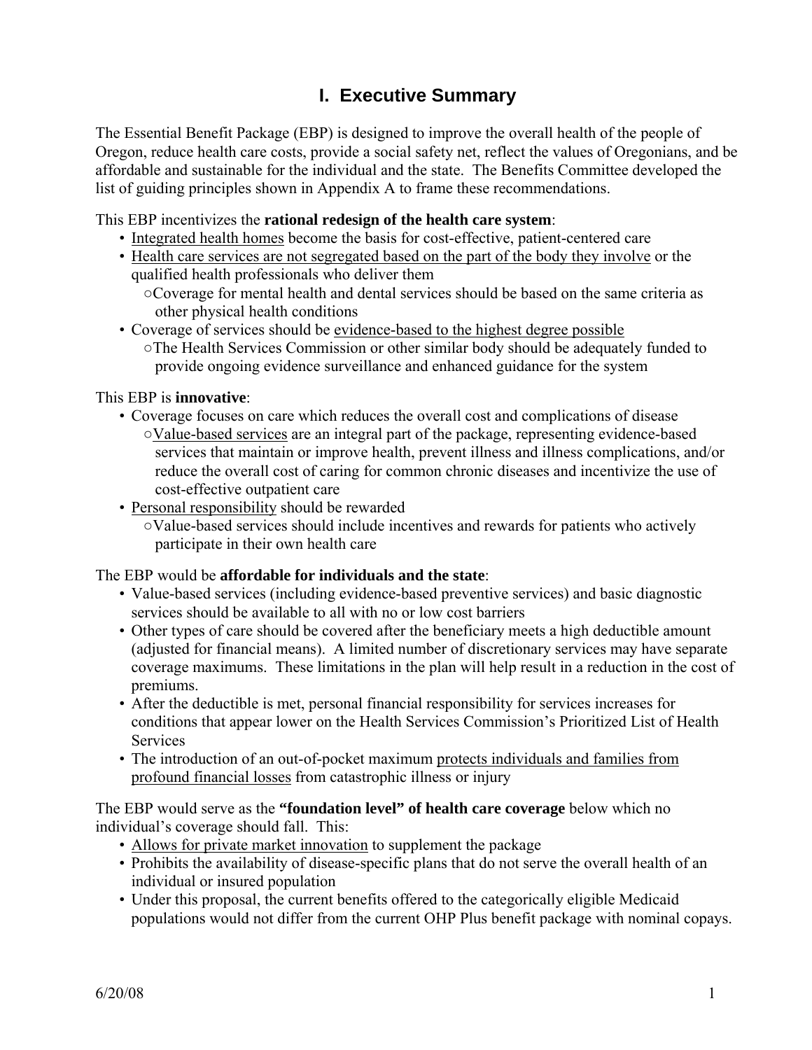# I. Executive Summary

The Essential Benefit Package (EBP) is designed to improve the overall health of the people of Oregon, reduce health care costs, provide a social safety net, reflect the values of Oregonians, and be affordable and sustainable for the individual and the state. The Benefits Committee developed the list of guiding principles shown in Appendix A to frame these recommendations.

This EBP incentivizes the **rational redesign of the health care system**:

- <u>Integrated health homes</u> become the basis for cost-effective, patient-centered care
- <u>Health care services are not segregated based on the part of the body they involve</u> or the qualified health professionals who deliver them
  - Coverage for mental health and dental services should be based on the same criteria as other physical health conditions
- Coverage of services should be <u>evidence-based to the highest degree possible</u>
  - The Health Services Commission or other similar body should be adequately funded to provide ongoing evidence surveillance and enhanced guidance for the system

This EBP is **innovative**:

- Coverage focuses on care which reduces the overall cost and complications of disease
  - <u>Value-based services</u> are an integral part of the package, representing evidence-based services that maintain or improve health, prevent illness and illness complications, and/or reduce the overall cost of caring for common chronic diseases and incentivize the use of cost-effective outpatient care
- <u>Personal responsibility</u> should be rewarded
  - Value-based services should include incentives and rewards for patients who actively participate in their own health care

The EBP would be **affordable for individuals and the state**:

- Value-based services (including evidence-based preventive services) and basic diagnostic services should be available to all with no or low cost barriers
- Other types of care should be covered after the beneficiary meets a high deductible amount (adjusted for financial means). A limited number of discretionary services may have separate coverage maximums. These limitations in the plan will help result in a reduction in the cost of premiums.
- After the deductible is met, personal financial responsibility for services increases for conditions that appear lower on the Health Services Commission's Prioritized List of Health Services
- The introduction of an out-of-pocket maximum <u>protects individuals and families from profound financial losses</u> from catastrophic illness or injury

The EBP would serve as the **"foundation level" of health care coverage** below which no individual's coverage should fall. This:

- <u>Allows for private market innovation</u> to supplement the package
- Prohibits the availability of disease-specific plans that do not serve the overall health of an individual or insured population
- Under this proposal, the current benefits offered to the categorically eligible Medicaid populations would not differ from the current OHP Plus benefit package with nominal copays.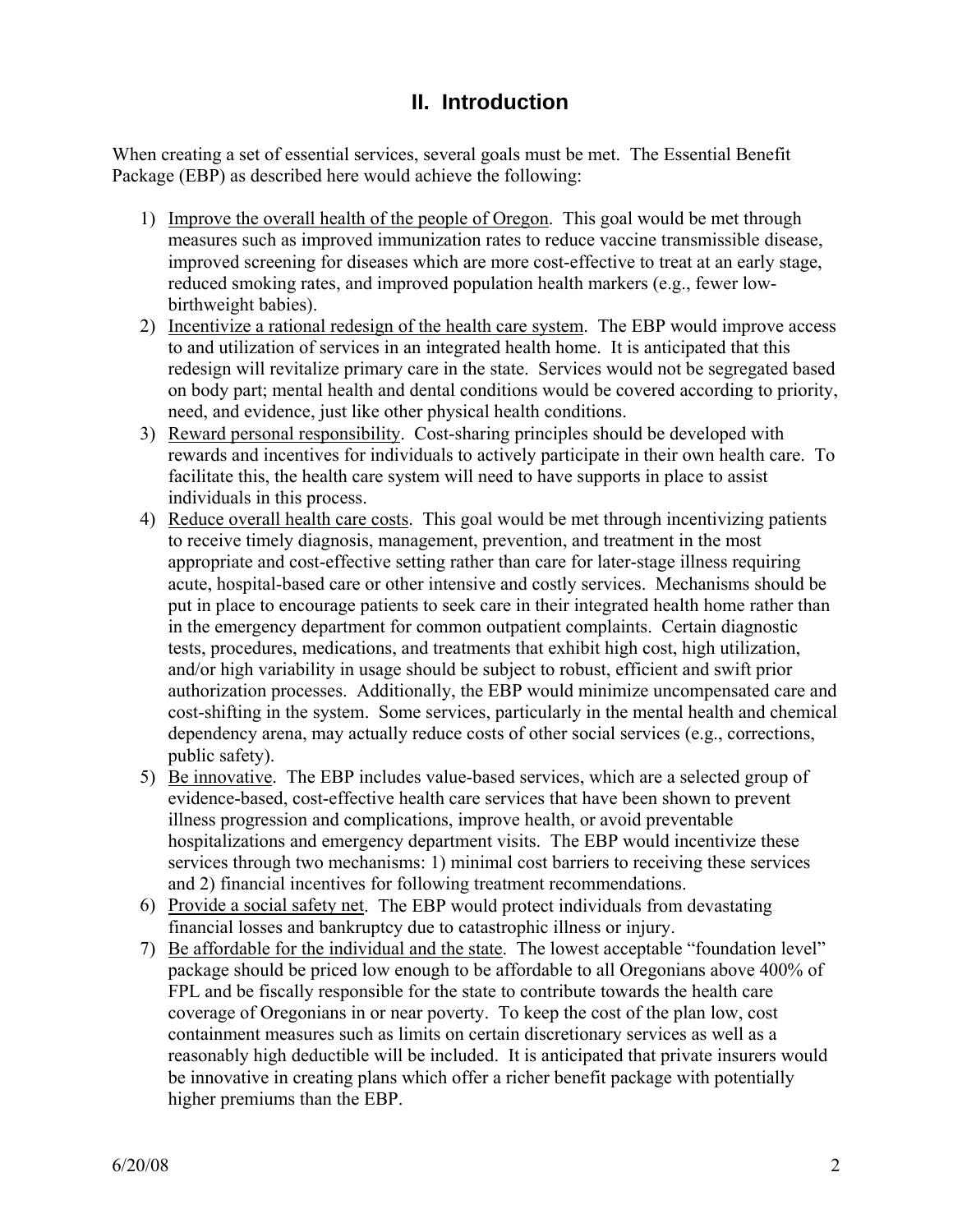## II. Introduction

When creating a set of essential services, several goals must be met. The Essential Benefit Package (EBP) as described here would achieve the following:

1) Improve the overall health of the people of Oregon. This goal would be met through measures such as improved immunization rates to reduce vaccine transmissible disease, improved screening for diseases which are more cost-effective to treat at an early stage, reduced smoking rates, and improved population health markers (e.g., fewer low-birthweight babies).
2) Incentivize a rational redesign of the health care system. The EBP would improve access to and utilization of services in an integrated health home. It is anticipated that this redesign will revitalize primary care in the state. Services would not be segregated based on body part; mental health and dental conditions would be covered according to priority, need, and evidence, just like other physical health conditions.
3) Reward personal responsibility. Cost-sharing principles should be developed with rewards and incentives for individuals to actively participate in their own health care. To facilitate this, the health care system will need to have supports in place to assist individuals in this process.
4) Reduce overall health care costs. This goal would be met through incentivizing patients to receive timely diagnosis, management, prevention, and treatment in the most appropriate and cost-effective setting rather than care for later-stage illness requiring acute, hospital-based care or other intensive and costly services. Mechanisms should be put in place to encourage patients to seek care in their integrated health home rather than in the emergency department for common outpatient complaints. Certain diagnostic tests, procedures, medications, and treatments that exhibit high cost, high utilization, and/or high variability in usage should be subject to robust, efficient and swift prior authorization processes. Additionally, the EBP would minimize uncompensated care and cost-shifting in the system. Some services, particularly in the mental health and chemical dependency arena, may actually reduce costs of other social services (e.g., corrections, public safety).
5) Be innovative. The EBP includes value-based services, which are a selected group of evidence-based, cost-effective health care services that have been shown to prevent illness progression and complications, improve health, or avoid preventable hospitalizations and emergency department visits. The EBP would incentivize these services through two mechanisms: 1) minimal cost barriers to receiving these services and 2) financial incentives for following treatment recommendations.
6) Provide a social safety net. The EBP would protect individuals from devastating financial losses and bankruptcy due to catastrophic illness or injury.
7) Be affordable for the individual and the state. The lowest acceptable "foundation level" package should be priced low enough to be affordable to all Oregonians above 400% of FPL and be fiscally responsible for the state to contribute towards the health care coverage of Oregonians in or near poverty. To keep the cost of the plan low, cost containment measures such as limits on certain discretionary services as well as a reasonably high deductible will be included. It is anticipated that private insurers would be innovative in creating plans which offer a richer benefit package with potentially higher premiums than the EBP.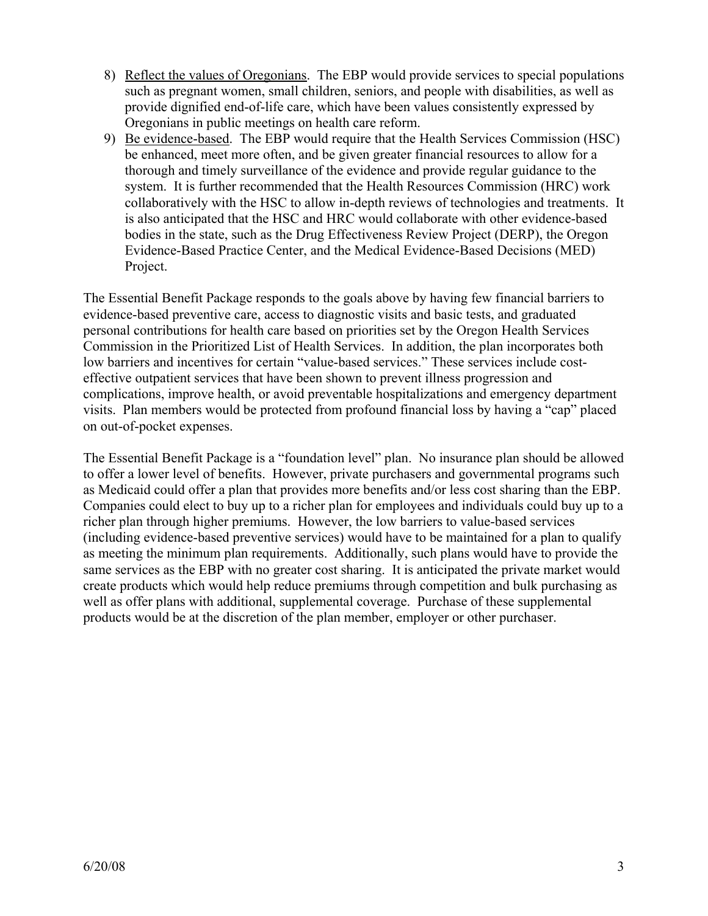8) <u>Reflect the values of Oregonians</u>. The EBP would provide services to special populations such as pregnant women, small children, seniors, and people with disabilities, as well as provide dignified end-of-life care, which have been values consistently expressed by Oregonians in public meetings on health care reform.
9) <u>Be evidence-based</u>. The EBP would require that the Health Services Commission (HSC) be enhanced, meet more often, and be given greater financial resources to allow for a thorough and timely surveillance of the evidence and provide regular guidance to the system. It is further recommended that the Health Resources Commission (HRC) work collaboratively with the HSC to allow in-depth reviews of technologies and treatments. It is also anticipated that the HSC and HRC would collaborate with other evidence-based bodies in the state, such as the Drug Effectiveness Review Project (DERP), the Oregon Evidence-Based Practice Center, and the Medical Evidence-Based Decisions (MED) Project.

The Essential Benefit Package responds to the goals above by having few financial barriers to evidence-based preventive care, access to diagnostic visits and basic tests, and graduated personal contributions for health care based on priorities set by the Oregon Health Services Commission in the Prioritized List of Health Services. In addition, the plan incorporates both low barriers and incentives for certain "value-based services." These services include cost-effective outpatient services that have been shown to prevent illness progression and complications, improve health, or avoid preventable hospitalizations and emergency department visits. Plan members would be protected from profound financial loss by having a "cap" placed on out-of-pocket expenses.

The Essential Benefit Package is a "foundation level" plan. No insurance plan should be allowed to offer a lower level of benefits. However, private purchasers and governmental programs such as Medicaid could offer a plan that provides more benefits and/or less cost sharing than the EBP. Companies could elect to buy up to a richer plan for employees and individuals could buy up to a richer plan through higher premiums. However, the low barriers to value-based services (including evidence-based preventive services) would have to be maintained for a plan to qualify as meeting the minimum plan requirements. Additionally, such plans would have to provide the same services as the EBP with no greater cost sharing. It is anticipated the private market would create products which would help reduce premiums through competition and bulk purchasing as well as offer plans with additional, supplemental coverage. Purchase of these supplemental products would be at the discretion of the plan member, employer or other purchaser.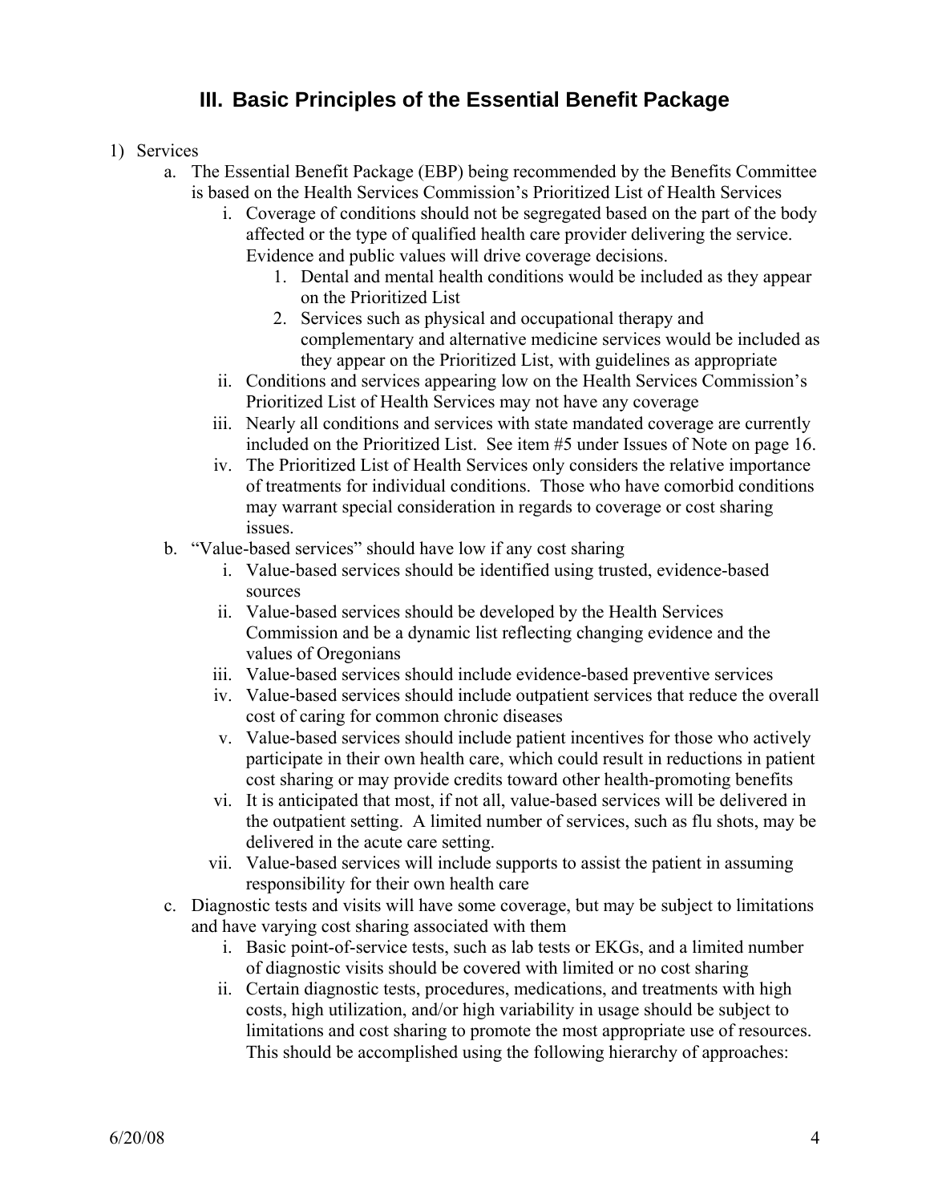## III. Basic Principles of the Essential Benefit Package

1) Services
   a. The Essential Benefit Package (EBP) being recommended by the Benefits Committee is based on the Health Services Commission's Prioritized List of Health Services
      i. Coverage of conditions should not be segregated based on the part of the body affected or the type of qualified health care provider delivering the service. Evidence and public values will drive coverage decisions.
         1. Dental and mental health conditions would be included as they appear on the Prioritized List
         2. Services such as physical and occupational therapy and complementary and alternative medicine services would be included as they appear on the Prioritized List, with guidelines as appropriate
      ii. Conditions and services appearing low on the Health Services Commission's Prioritized List of Health Services may not have any coverage
      iii. Nearly all conditions and services with state mandated coverage are currently included on the Prioritized List. See item #5 under Issues of Note on page 16.
      iv. The Prioritized List of Health Services only considers the relative importance of treatments for individual conditions. Those who have comorbid conditions may warrant special consideration in regards to coverage or cost sharing issues.
   b. "Value-based services" should have low if any cost sharing
      i. Value-based services should be identified using trusted, evidence-based sources
      ii. Value-based services should be developed by the Health Services Commission and be a dynamic list reflecting changing evidence and the values of Oregonians
      iii. Value-based services should include evidence-based preventive services
      iv. Value-based services should include outpatient services that reduce the overall cost of caring for common chronic diseases
      v. Value-based services should include patient incentives for those who actively participate in their own health care, which could result in reductions in patient cost sharing or may provide credits toward other health-promoting benefits
      vi. It is anticipated that most, if not all, value-based services will be delivered in the outpatient setting. A limited number of services, such as flu shots, may be delivered in the acute care setting.
      vii. Value-based services will include supports to assist the patient in assuming responsibility for their own health care
   c. Diagnostic tests and visits will have some coverage, but may be subject to limitations and have varying cost sharing associated with them
      i. Basic point-of-service tests, such as lab tests or EKGs, and a limited number of diagnostic visits should be covered with limited or no cost sharing
      ii. Certain diagnostic tests, procedures, medications, and treatments with high costs, high utilization, and/or high variability in usage should be subject to limitations and cost sharing to promote the most appropriate use of resources. This should be accomplished using the following hierarchy of approaches: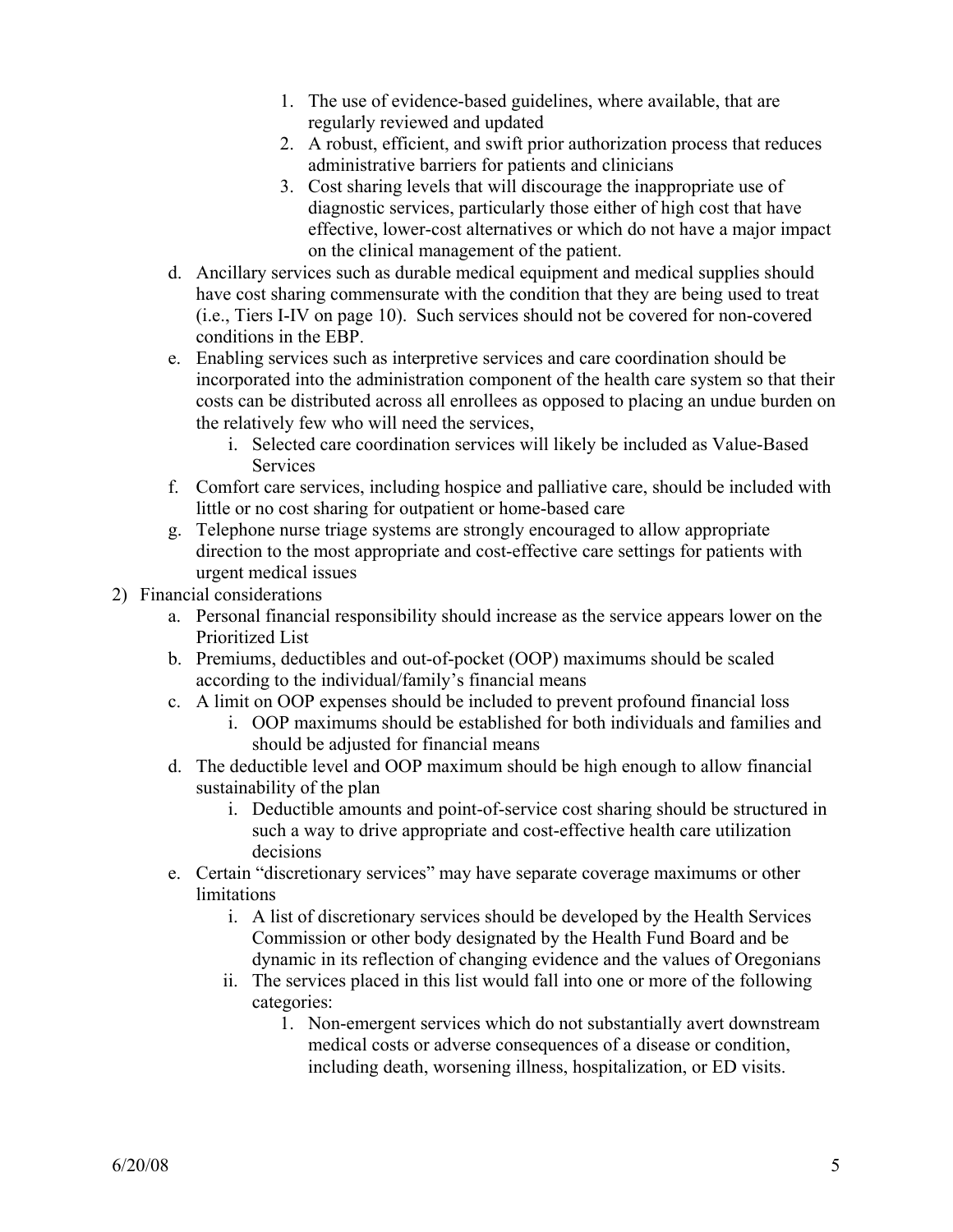1. The use of evidence-based guidelines, where available, that are regularly reviewed and updated
2. A robust, efficient, and swift prior authorization process that reduces administrative barriers for patients and clinicians
3. Cost sharing levels that will discourage the inappropriate use of diagnostic services, particularly those either of high cost that have effective, lower-cost alternatives or which do not have a major impact on the clinical management of the patient.

d. Ancillary services such as durable medical equipment and medical supplies should have cost sharing commensurate with the condition that they are being used to treat (i.e., Tiers I-IV on page 10). Such services should not be covered for non-covered conditions in the EBP.

e. Enabling services such as interpretive services and care coordination should be incorporated into the administration component of the health care system so that their costs can be distributed across all enrollees as opposed to placing an undue burden on the relatively few who will need the services,
   - i. Selected care coordination services will likely be included as Value-Based Services

f. Comfort care services, including hospice and palliative care, should be included with little or no cost sharing for outpatient or home-based care

g. Telephone nurse triage systems are strongly encouraged to allow appropriate direction to the most appropriate and cost-effective care settings for patients with urgent medical issues

2) Financial considerations

   a. Personal financial responsibility should increase as the service appears lower on the Prioritized List

   b. Premiums, deductibles and out-of-pocket (OOP) maximums should be scaled according to the individual/family's financial means

   c. A limit on OOP expenses should be included to prevent profound financial loss
      - i. OOP maximums should be established for both individuals and families and should be adjusted for financial means

   d. The deductible level and OOP maximum should be high enough to allow financial sustainability of the plan
      - i. Deductible amounts and point-of-service cost sharing should be structured in such a way to drive appropriate and cost-effective health care utilization decisions

   e. Certain "discretionary services" may have separate coverage maximums or other limitations
      - i. A list of discretionary services should be developed by the Health Services Commission or other body designated by the Health Fund Board and be dynamic in its reflection of changing evidence and the values of Oregonians
      - ii. The services placed in this list would fall into one or more of the following categories:
         1. Non-emergent services which do not substantially avert downstream medical costs or adverse consequences of a disease or condition, including death, worsening illness, hospitalization, or ED visits.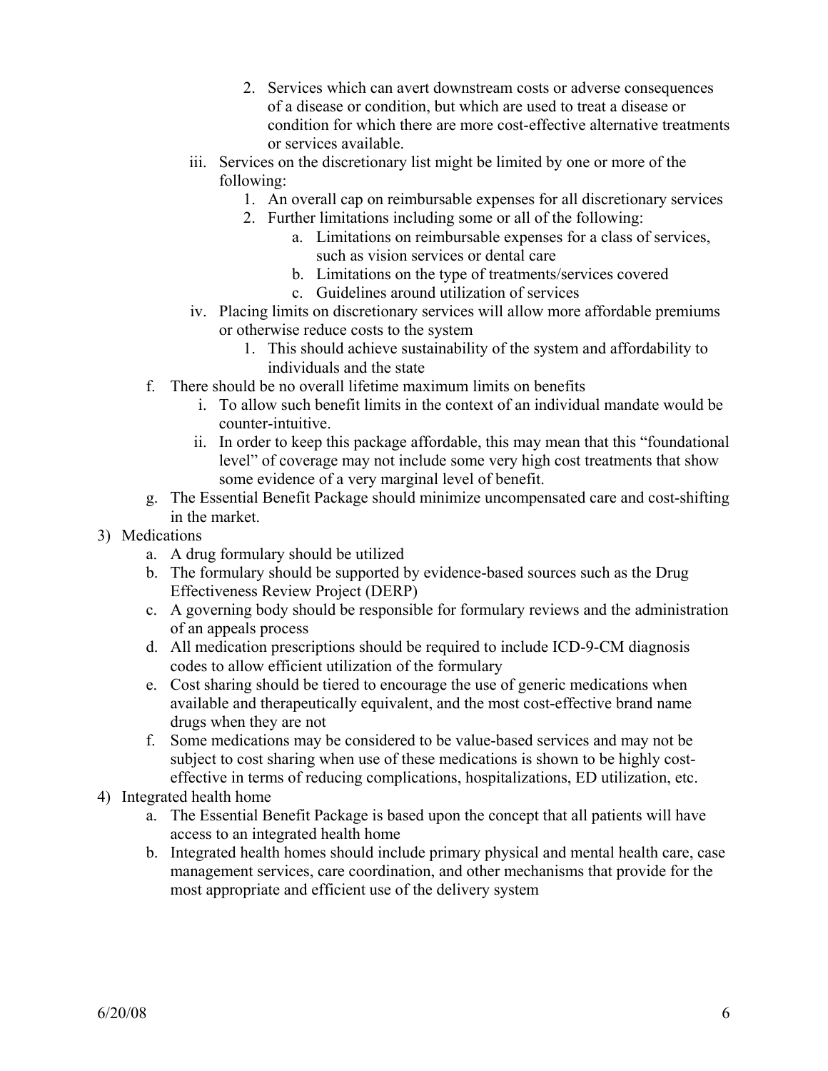2. Services which can avert downstream costs or adverse consequences of a disease or condition, but which are used to treat a disease or condition for which there are more cost-effective alternative treatments or services available.

iii. Services on the discretionary list might be limited by one or more of the following:
   1. An overall cap on reimbursable expenses for all discretionary services
   2. Further limitations including some or all of the following:
      a. Limitations on reimbursable expenses for a class of services, such as vision services or dental care
      b. Limitations on the type of treatments/services covered
      c. Guidelines around utilization of services

iv. Placing limits on discretionary services will allow more affordable premiums or otherwise reduce costs to the system
   1. This should achieve sustainability of the system and affordability to individuals and the state

f. There should be no overall lifetime maximum limits on benefits
   i. To allow such benefit limits in the context of an individual mandate would be counter-intuitive.
   ii. In order to keep this package affordable, this may mean that this "foundational level" of coverage may not include some very high cost treatments that show some evidence of a very marginal level of benefit.

g. The Essential Benefit Package should minimize uncompensated care and cost-shifting in the market.

3) Medications
   a. A drug formulary should be utilized
   b. The formulary should be supported by evidence-based sources such as the Drug Effectiveness Review Project (DERP)
   c. A governing body should be responsible for formulary reviews and the administration of an appeals process
   d. All medication prescriptions should be required to include ICD-9-CM diagnosis codes to allow efficient utilization of the formulary
   e. Cost sharing should be tiered to encourage the use of generic medications when available and therapeutically equivalent, and the most cost-effective brand name drugs when they are not
   f. Some medications may be considered to be value-based services and may not be subject to cost sharing when use of these medications is shown to be highly cost-effective in terms of reducing complications, hospitalizations, ED utilization, etc.

4) Integrated health home
   a. The Essential Benefit Package is based upon the concept that all patients will have access to an integrated health home
   b. Integrated health homes should include primary physical and mental health care, case management services, care coordination, and other mechanisms that provide for the most appropriate and efficient use of the delivery system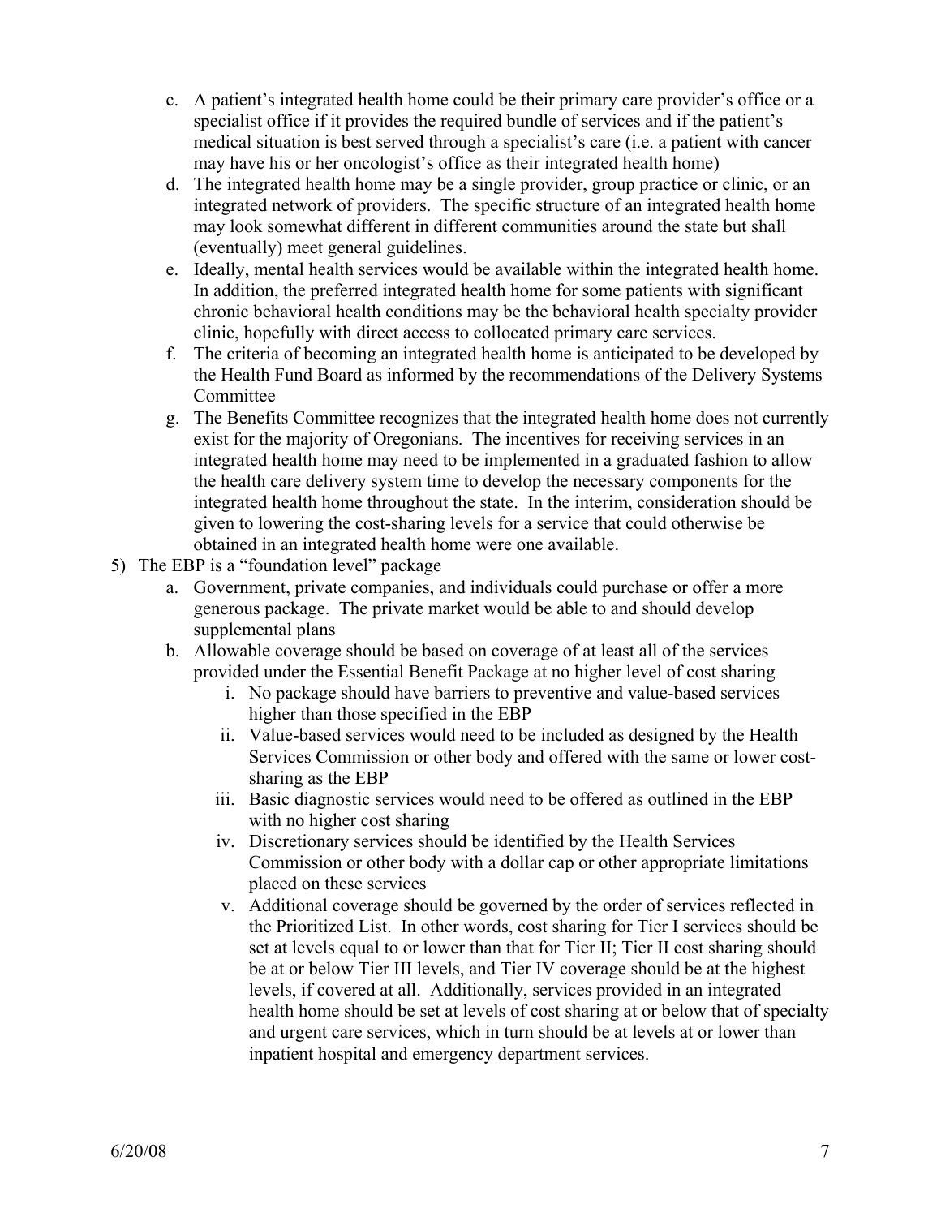c. A patient's integrated health home could be their primary care provider's office or a specialist office if it provides the required bundle of services and if the patient's medical situation is best served through a specialist's care (i.e. a patient with cancer may have his or her oncologist's office as their integrated health home)

d. The integrated health home may be a single provider, group practice or clinic, or an integrated network of providers. The specific structure of an integrated health home may look somewhat different in different communities around the state but shall (eventually) meet general guidelines.

e. Ideally, mental health services would be available within the integrated health home. In addition, the preferred integrated health home for some patients with significant chronic behavioral health conditions may be the behavioral health specialty provider clinic, hopefully with direct access to collocated primary care services.

f. The criteria of becoming an integrated health home is anticipated to be developed by the Health Fund Board as informed by the recommendations of the Delivery Systems Committee

g. The Benefits Committee recognizes that the integrated health home does not currently exist for the majority of Oregonians. The incentives for receiving services in an integrated health home may need to be implemented in a graduated fashion to allow the health care delivery system time to develop the necessary components for the integrated health home throughout the state. In the interim, consideration should be given to lowering the cost-sharing levels for a service that could otherwise be obtained in an integrated health home were one available.

5) The EBP is a "foundation level" package
   a. Government, private companies, and individuals could purchase or offer a more generous package. The private market would be able to and should develop supplemental plans
   b. Allowable coverage should be based on coverage of at least all of the services provided under the Essential Benefit Package at no higher level of cost sharing
      i. No package should have barriers to preventive and value-based services higher than those specified in the EBP
      ii. Value-based services would need to be included as designed by the Health Services Commission or other body and offered with the same or lower cost-sharing as the EBP
      iii. Basic diagnostic services would need to be offered as outlined in the EBP with no higher cost sharing
      iv. Discretionary services should be identified by the Health Services Commission or other body with a dollar cap or other appropriate limitations placed on these services
      v. Additional coverage should be governed by the order of services reflected in the Prioritized List. In other words, cost sharing for Tier I services should be set at levels equal to or lower than that for Tier II; Tier II cost sharing should be at or below Tier III levels, and Tier IV coverage should be at the highest levels, if covered at all. Additionally, services provided in an integrated health home should be set at levels of cost sharing at or below that of specialty and urgent care services, which in turn should be at levels at or lower than inpatient hospital and emergency department services.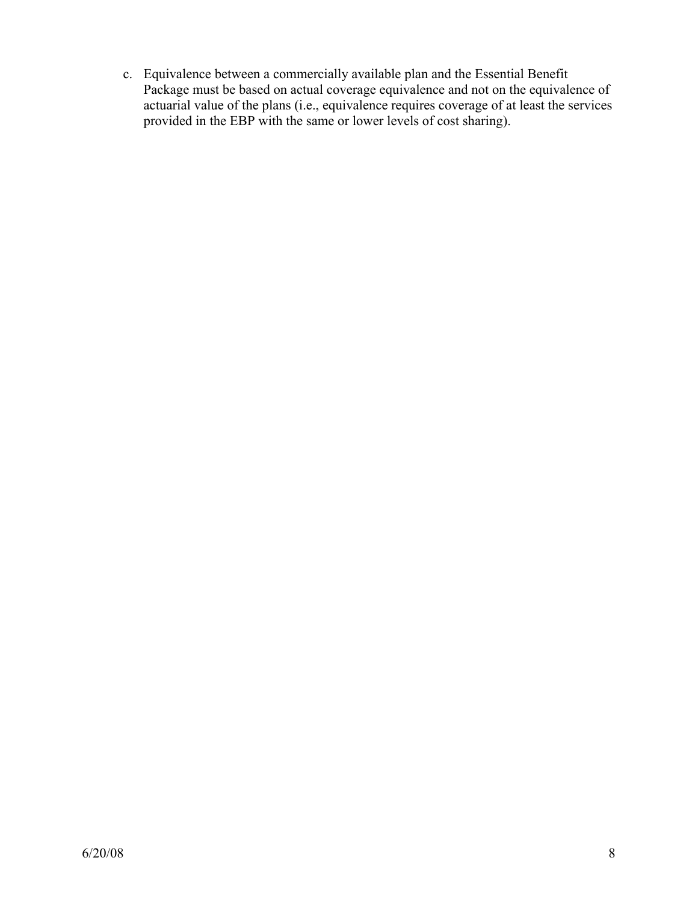c. Equivalence between a commercially available plan and the Essential Benefit Package must be based on actual coverage equivalence and not on the equivalence of actuarial value of the plans (i.e., equivalence requires coverage of at least the services provided in the EBP with the same or lower levels of cost sharing).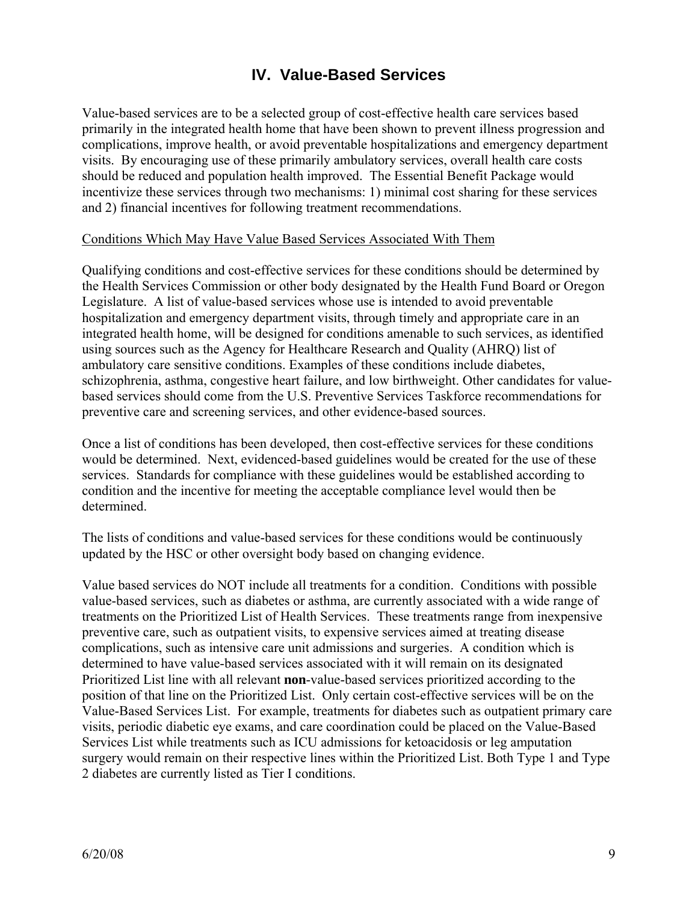# IV. Value-Based Services

Value-based services are to be a selected group of cost-effective health care services based primarily in the integrated health home that have been shown to prevent illness progression and complications, improve health, or avoid preventable hospitalizations and emergency department visits. By encouraging use of these primarily ambulatory services, overall health care costs should be reduced and population health improved. The Essential Benefit Package would incentivize these services through two mechanisms: 1) minimal cost sharing for these services and 2) financial incentives for following treatment recommendations.

Conditions Which May Have Value Based Services Associated With Them

Qualifying conditions and cost-effective services for these conditions should be determined by the Health Services Commission or other body designated by the Health Fund Board or Oregon Legislature. A list of value-based services whose use is intended to avoid preventable hospitalization and emergency department visits, through timely and appropriate care in an integrated health home, will be designed for conditions amenable to such services, as identified using sources such as the Agency for Healthcare Research and Quality (AHRQ) list of ambulatory care sensitive conditions. Examples of these conditions include diabetes, schizophrenia, asthma, congestive heart failure, and low birthweight. Other candidates for value-based services should come from the U.S. Preventive Services Taskforce recommendations for preventive care and screening services, and other evidence-based sources.

Once a list of conditions has been developed, then cost-effective services for these conditions would be determined. Next, evidenced-based guidelines would be created for the use of these services. Standards for compliance with these guidelines would be established according to condition and the incentive for meeting the acceptable compliance level would then be determined.

The lists of conditions and value-based services for these conditions would be continuously updated by the HSC or other oversight body based on changing evidence.

Value based services do NOT include all treatments for a condition. Conditions with possible value-based services, such as diabetes or asthma, are currently associated with a wide range of treatments on the Prioritized List of Health Services. These treatments range from inexpensive preventive care, such as outpatient visits, to expensive services aimed at treating disease complications, such as intensive care unit admissions and surgeries. A condition which is determined to have value-based services associated with it will remain on its designated Prioritized List line with all relevant **non**-value-based services prioritized according to the position of that line on the Prioritized List. Only certain cost-effective services will be on the Value-Based Services List. For example, treatments for diabetes such as outpatient primary care visits, periodic diabetic eye exams, and care coordination could be placed on the Value-Based Services List while treatments such as ICU admissions for ketoacidosis or leg amputation surgery would remain on their respective lines within the Prioritized List. Both Type 1 and Type 2 diabetes are currently listed as Tier I conditions.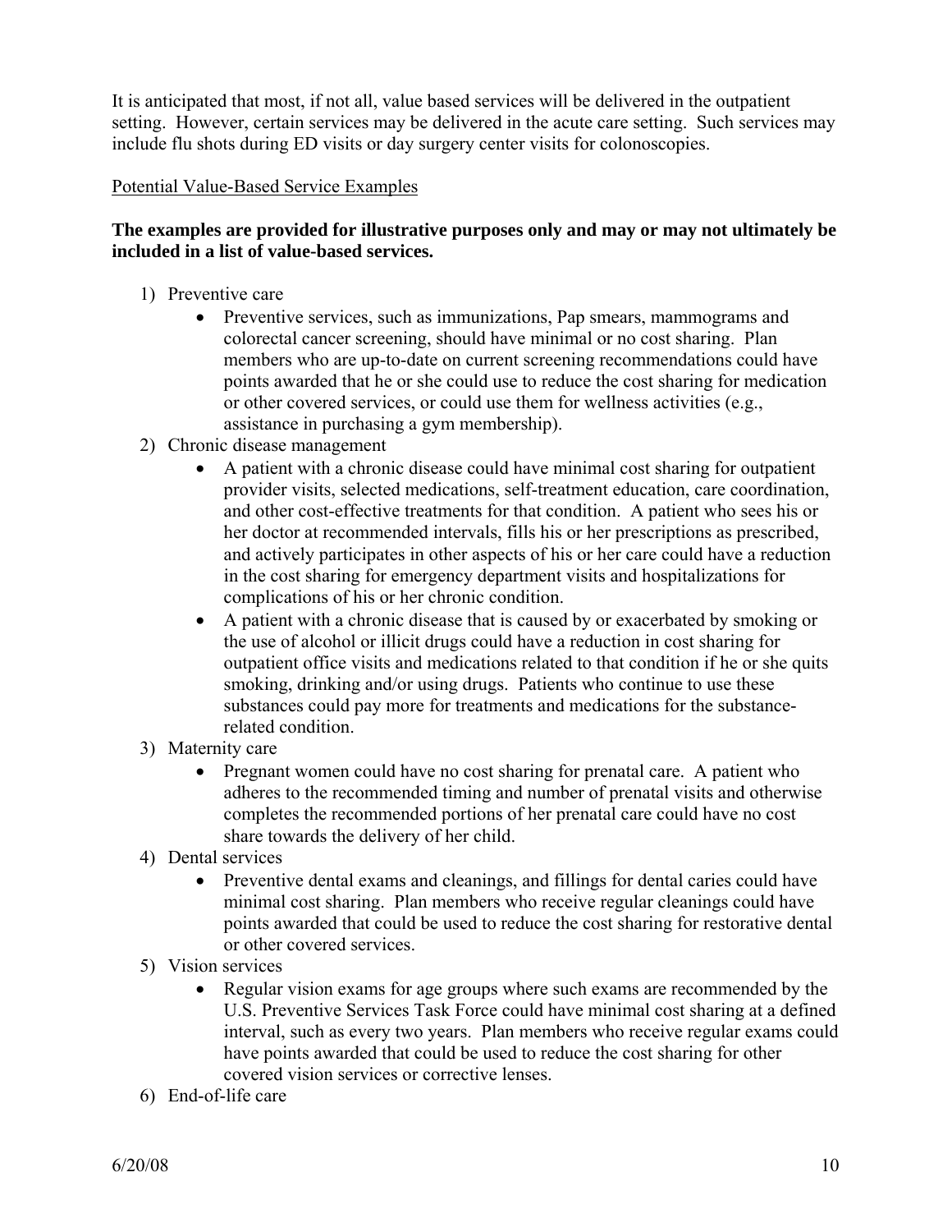It is anticipated that most, if not all, value based services will be delivered in the outpatient setting. However, certain services may be delivered in the acute care setting. Such services may include flu shots during ED visits or day surgery center visits for colonoscopies.

Potential Value-Based Service Examples

**The examples are provided for illustrative purposes only and may or may not ultimately be included in a list of value-based services.**

1) Preventive care
   - Preventive services, such as immunizations, Pap smears, mammograms and colorectal cancer screening, should have minimal or no cost sharing. Plan members who are up-to-date on current screening recommendations could have points awarded that he or she could use to reduce the cost sharing for medication or other covered services, or could use them for wellness activities (e.g., assistance in purchasing a gym membership).
2) Chronic disease management
   - A patient with a chronic disease could have minimal cost sharing for outpatient provider visits, selected medications, self-treatment education, care coordination, and other cost-effective treatments for that condition. A patient who sees his or her doctor at recommended intervals, fills his or her prescriptions as prescribed, and actively participates in other aspects of his or her care could have a reduction in the cost sharing for emergency department visits and hospitalizations for complications of his or her chronic condition.
   - A patient with a chronic disease that is caused by or exacerbated by smoking or the use of alcohol or illicit drugs could have a reduction in cost sharing for outpatient office visits and medications related to that condition if he or she quits smoking, drinking and/or using drugs. Patients who continue to use these substances could pay more for treatments and medications for the substance-related condition.
3) Maternity care
   - Pregnant women could have no cost sharing for prenatal care. A patient who adheres to the recommended timing and number of prenatal visits and otherwise completes the recommended portions of her prenatal care could have no cost share towards the delivery of her child.
4) Dental services
   - Preventive dental exams and cleanings, and fillings for dental caries could have minimal cost sharing. Plan members who receive regular cleanings could have points awarded that could be used to reduce the cost sharing for restorative dental or other covered services.
5) Vision services
   - Regular vision exams for age groups where such exams are recommended by the U.S. Preventive Services Task Force could have minimal cost sharing at a defined interval, such as every two years. Plan members who receive regular exams could have points awarded that could be used to reduce the cost sharing for other covered vision services or corrective lenses.
6) End-of-life care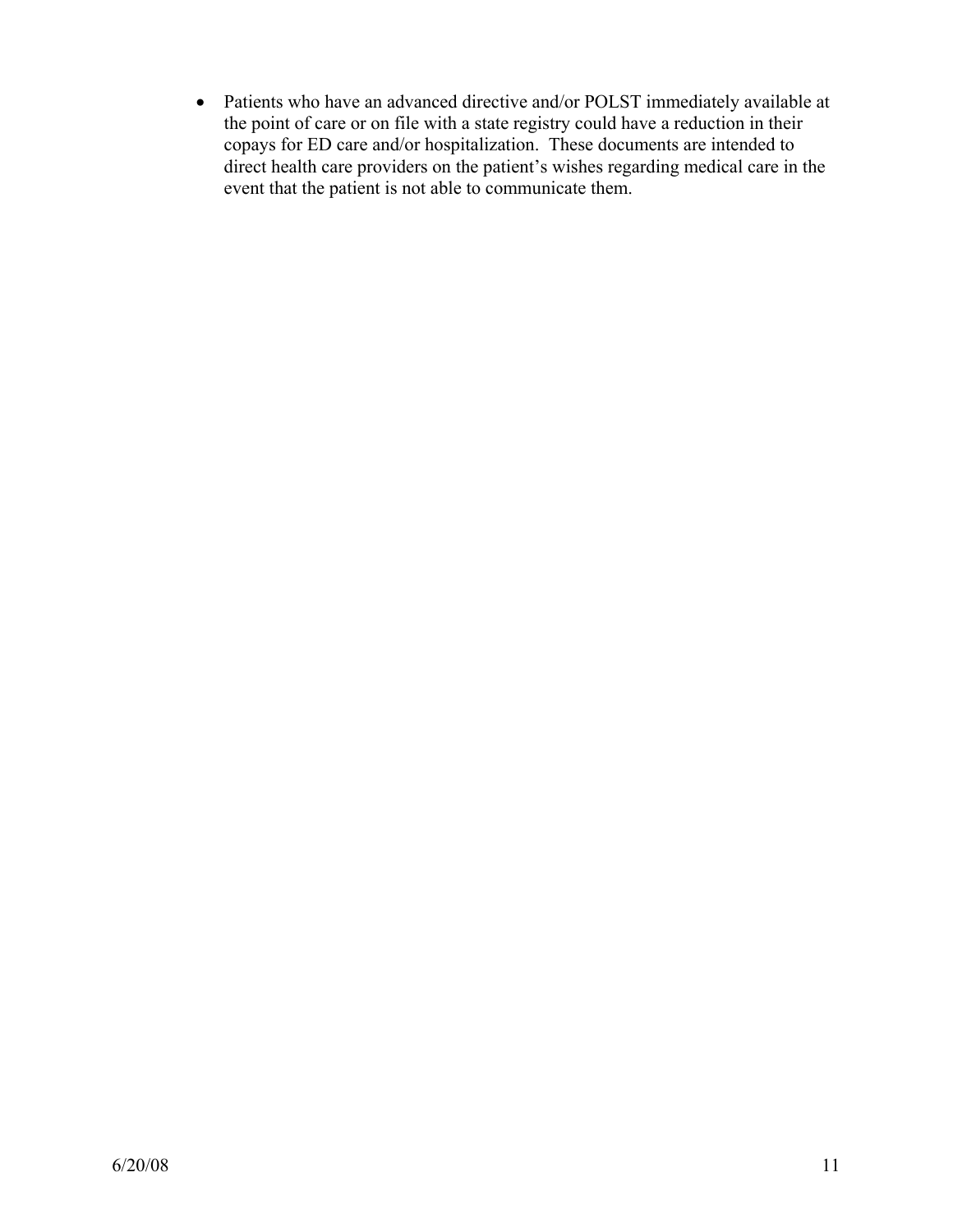- Patients who have an advanced directive and/or POLST immediately available at the point of care or on file with a state registry could have a reduction in their copays for ED care and/or hospitalization. These documents are intended to direct health care providers on the patient's wishes regarding medical care in the event that the patient is not able to communicate them.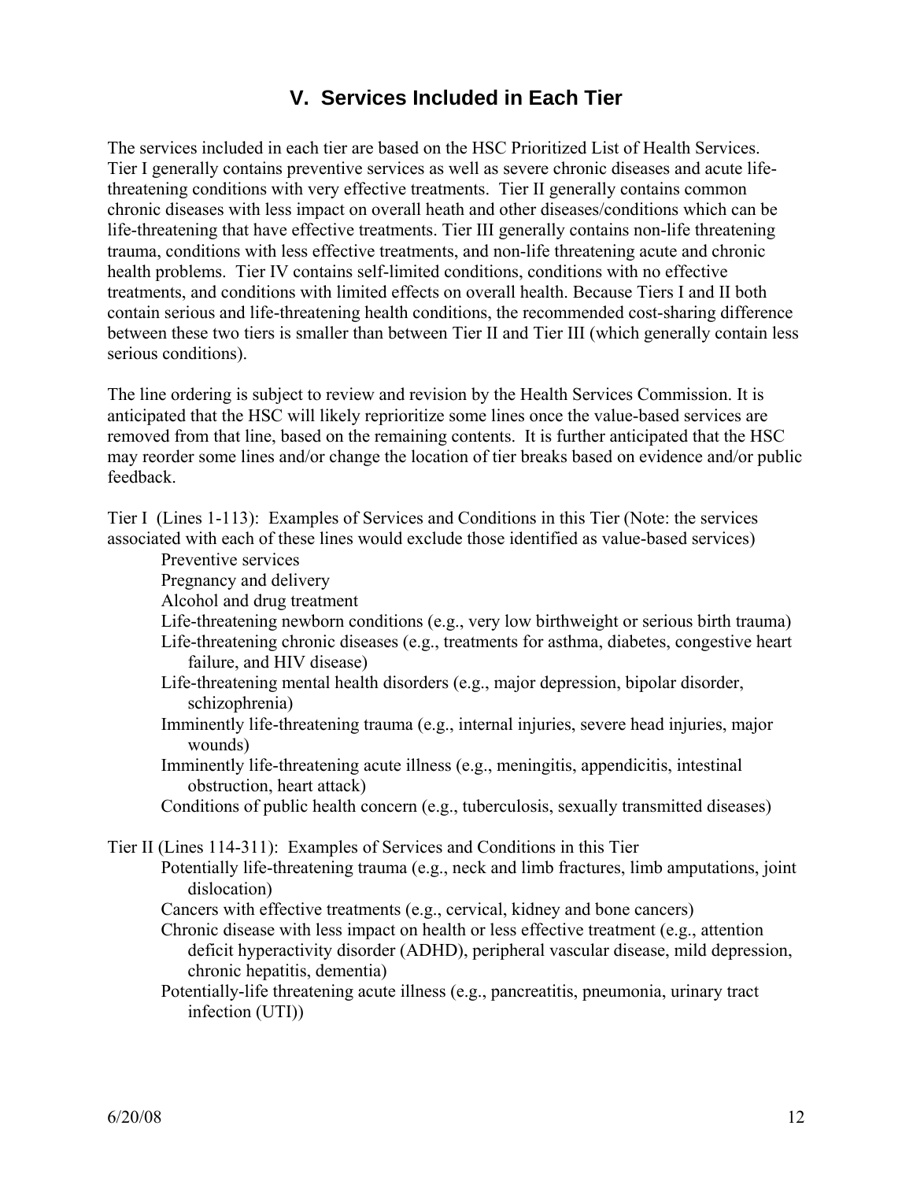## V. Services Included in Each Tier

The services included in each tier are based on the HSC Prioritized List of Health Services. Tier I generally contains preventive services as well as severe chronic diseases and acute life-threatening conditions with very effective treatments. Tier II generally contains common chronic diseases with less impact on overall heath and other diseases/conditions which can be life-threatening that have effective treatments. Tier III generally contains non-life threatening trauma, conditions with less effective treatments, and non-life threatening acute and chronic health problems. Tier IV contains self-limited conditions, conditions with no effective treatments, and conditions with limited effects on overall health. Because Tiers I and II both contain serious and life-threatening health conditions, the recommended cost-sharing difference between these two tiers is smaller than between Tier II and Tier III (which generally contain less serious conditions).

The line ordering is subject to review and revision by the Health Services Commission. It is anticipated that the HSC will likely reprioritize some lines once the value-based services are removed from that line, based on the remaining contents. It is further anticipated that the HSC may reorder some lines and/or change the location of tier breaks based on evidence and/or public feedback.

Tier I (Lines 1-113): Examples of Services and Conditions in this Tier (Note: the services associated with each of these lines would exclude those identified as value-based services)

- Preventive services
- Pregnancy and delivery
- Alcohol and drug treatment
- Life-threatening newborn conditions (e.g., very low birthweight or serious birth trauma)
- Life-threatening chronic diseases (e.g., treatments for asthma, diabetes, congestive heart failure, and HIV disease)
- Life-threatening mental health disorders (e.g., major depression, bipolar disorder, schizophrenia)
- Imminently life-threatening trauma (e.g., internal injuries, severe head injuries, major wounds)
- Imminently life-threatening acute illness (e.g., meningitis, appendicitis, intestinal obstruction, heart attack)
- Conditions of public health concern (e.g., tuberculosis, sexually transmitted diseases)

Tier II (Lines 114-311): Examples of Services and Conditions in this Tier

- Potentially life-threatening trauma (e.g., neck and limb fractures, limb amputations, joint dislocation)
- Cancers with effective treatments (e.g., cervical, kidney and bone cancers)
- Chronic disease with less impact on health or less effective treatment (e.g., attention deficit hyperactivity disorder (ADHD), peripheral vascular disease, mild depression, chronic hepatitis, dementia)
- Potentially-life threatening acute illness (e.g., pancreatitis, pneumonia, urinary tract infection (UTI))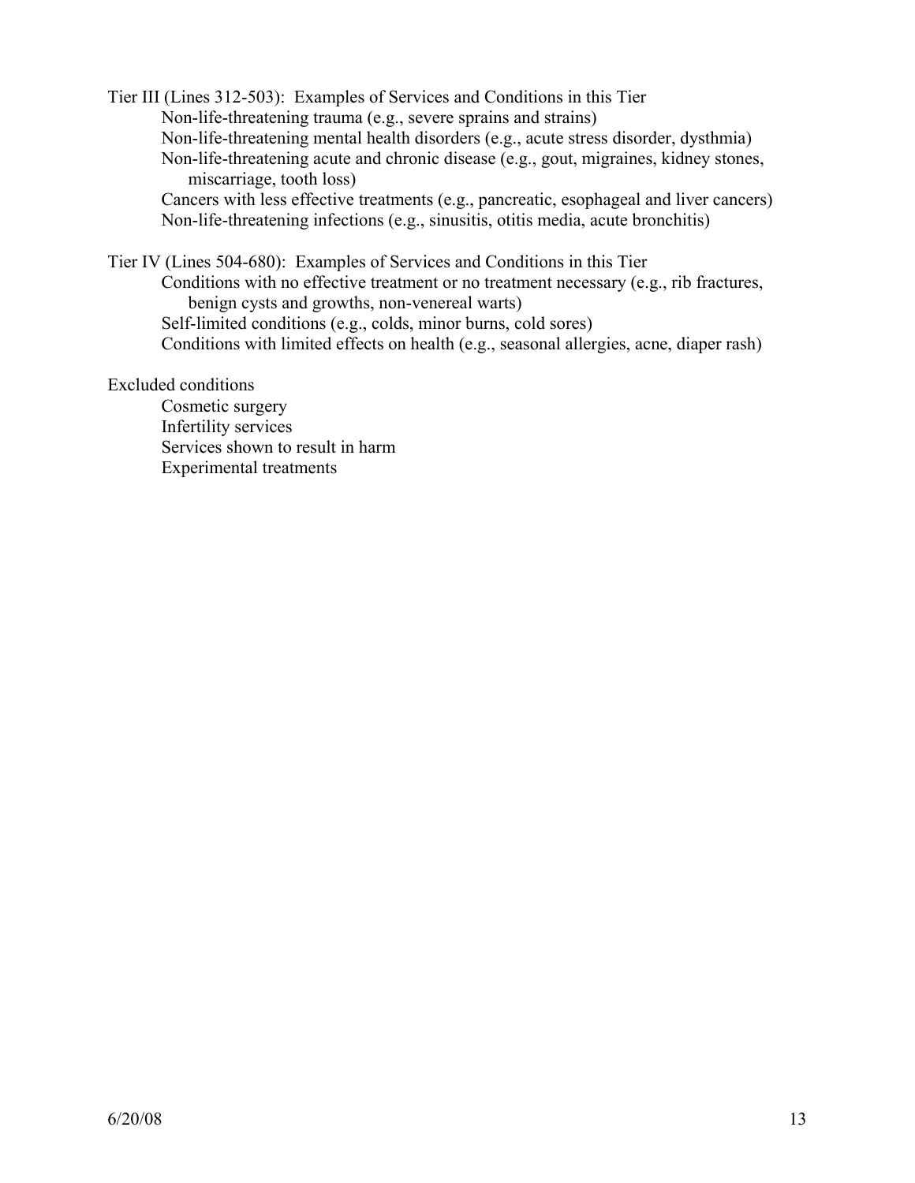Tier III (Lines 312-503): Examples of Services and Conditions in this Tier

- Non-life-threatening trauma (e.g., severe sprains and strains)
- Non-life-threatening mental health disorders (e.g., acute stress disorder, dysthmia)
- Non-life-threatening acute and chronic disease (e.g., gout, migraines, kidney stones, miscarriage, tooth loss)
- Cancers with less effective treatments (e.g., pancreatic, esophageal and liver cancers)
- Non-life-threatening infections (e.g., sinusitis, otitis media, acute bronchitis)

Tier IV (Lines 504-680): Examples of Services and Conditions in this Tier

- Conditions with no effective treatment or no treatment necessary (e.g., rib fractures, benign cysts and growths, non-venereal warts)
- Self-limited conditions (e.g., colds, minor burns, cold sores)
- Conditions with limited effects on health (e.g., seasonal allergies, acne, diaper rash)

Excluded conditions

- Cosmetic surgery
- Infertility services
- Services shown to result in harm
- Experimental treatments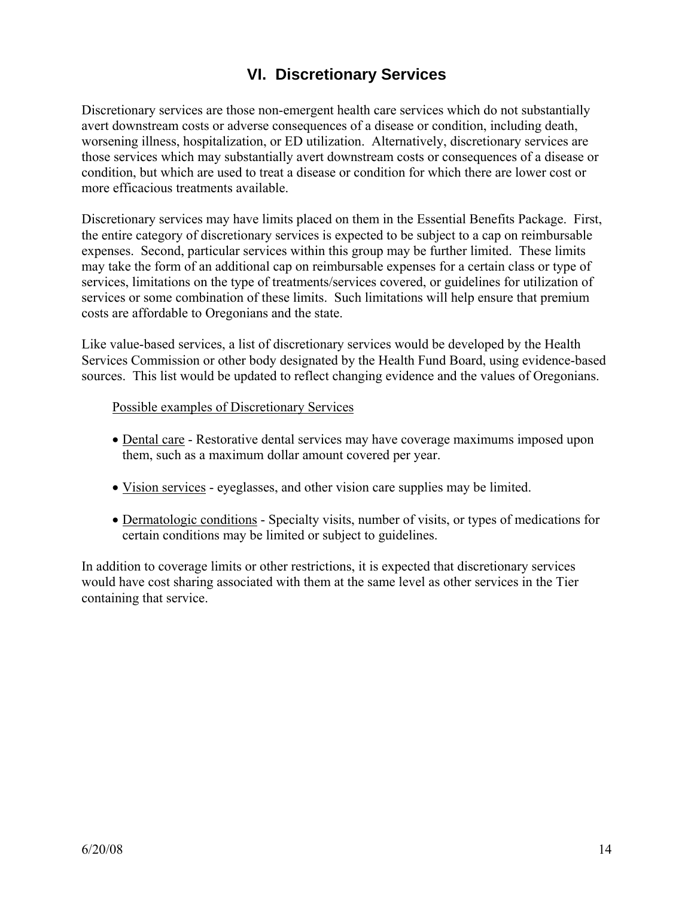## VI. Discretionary Services

Discretionary services are those non-emergent health care services which do not substantially avert downstream costs or adverse consequences of a disease or condition, including death, worsening illness, hospitalization, or ED utilization. Alternatively, discretionary services are those services which may substantially avert downstream costs or consequences of a disease or condition, but which are used to treat a disease or condition for which there are lower cost or more efficacious treatments available.

Discretionary services may have limits placed on them in the Essential Benefits Package. First, the entire category of discretionary services is expected to be subject to a cap on reimbursable expenses. Second, particular services within this group may be further limited. These limits may take the form of an additional cap on reimbursable expenses for a certain class or type of services, limitations on the type of treatments/services covered, or guidelines for utilization of services or some combination of these limits. Such limitations will help ensure that premium costs are affordable to Oregonians and the state.

Like value-based services, a list of discretionary services would be developed by the Health Services Commission or other body designated by the Health Fund Board, using evidence-based sources. This list would be updated to reflect changing evidence and the values of Oregonians.

Possible examples of Discretionary Services

- Dental care - Restorative dental services may have coverage maximums imposed upon them, such as a maximum dollar amount covered per year.
- Vision services - eyeglasses, and other vision care supplies may be limited.
- Dermatologic conditions - Specialty visits, number of visits, or types of medications for certain conditions may be limited or subject to guidelines.

In addition to coverage limits or other restrictions, it is expected that discretionary services would have cost sharing associated with them at the same level as other services in the Tier containing that service.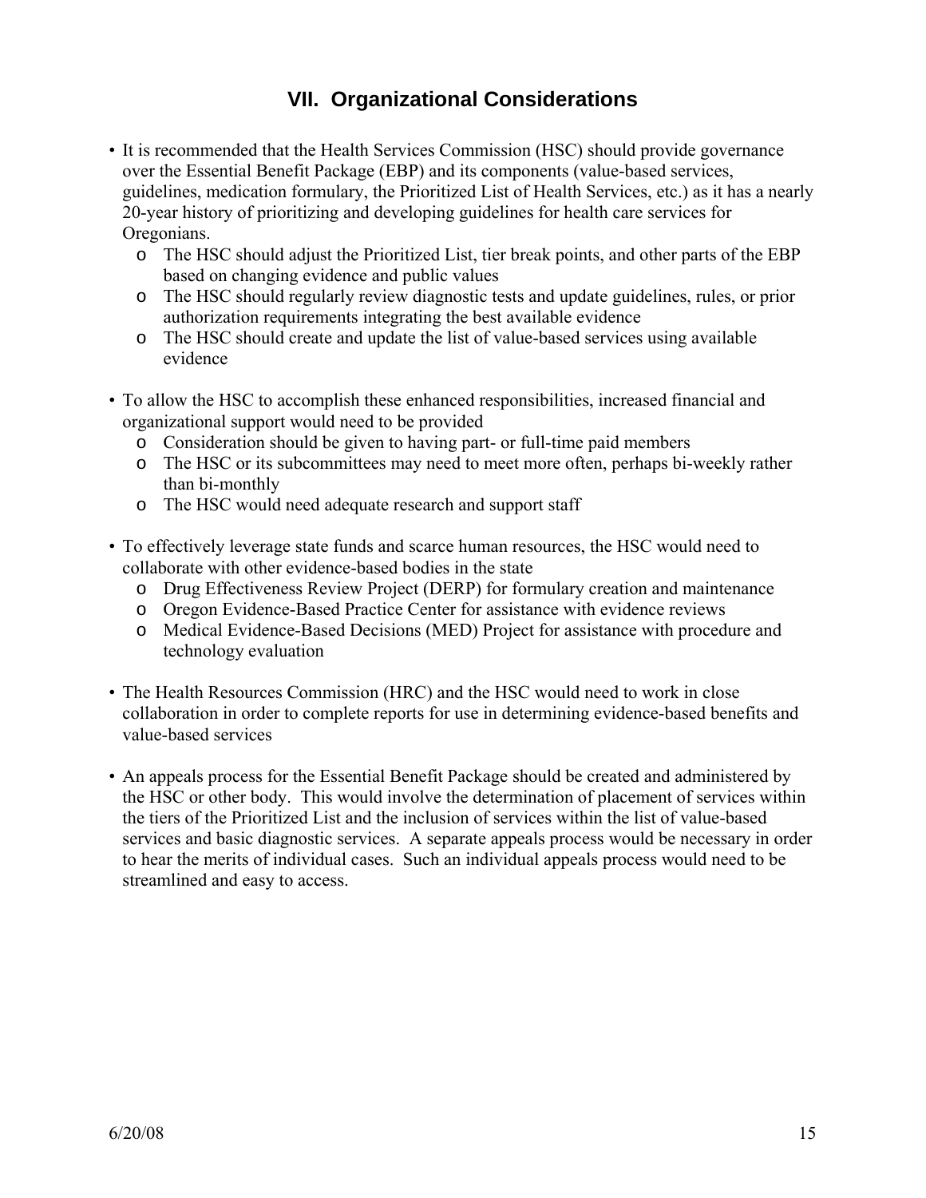## VII. Organizational Considerations

- It is recommended that the Health Services Commission (HSC) should provide governance over the Essential Benefit Package (EBP) and its components (value-based services, guidelines, medication formulary, the Prioritized List of Health Services, etc.) as it has a nearly 20-year history of prioritizing and developing guidelines for health care services for Oregonians.
  - The HSC should adjust the Prioritized List, tier break points, and other parts of the EBP based on changing evidence and public values
  - The HSC should regularly review diagnostic tests and update guidelines, rules, or prior authorization requirements integrating the best available evidence
  - The HSC should create and update the list of value-based services using available evidence

- To allow the HSC to accomplish these enhanced responsibilities, increased financial and organizational support would need to be provided
  - Consideration should be given to having part- or full-time paid members
  - The HSC or its subcommittees may need to meet more often, perhaps bi-weekly rather than bi-monthly
  - The HSC would need adequate research and support staff

- To effectively leverage state funds and scarce human resources, the HSC would need to collaborate with other evidence-based bodies in the state
  - Drug Effectiveness Review Project (DERP) for formulary creation and maintenance
  - Oregon Evidence-Based Practice Center for assistance with evidence reviews
  - Medical Evidence-Based Decisions (MED) Project for assistance with procedure and technology evaluation

- The Health Resources Commission (HRC) and the HSC would need to work in close collaboration in order to complete reports for use in determining evidence-based benefits and value-based services

- An appeals process for the Essential Benefit Package should be created and administered by the HSC or other body. This would involve the determination of placement of services within the tiers of the Prioritized List and the inclusion of services within the list of value-based services and basic diagnostic services. A separate appeals process would be necessary in order to hear the merits of individual cases. Such an individual appeals process would need to be streamlined and easy to access.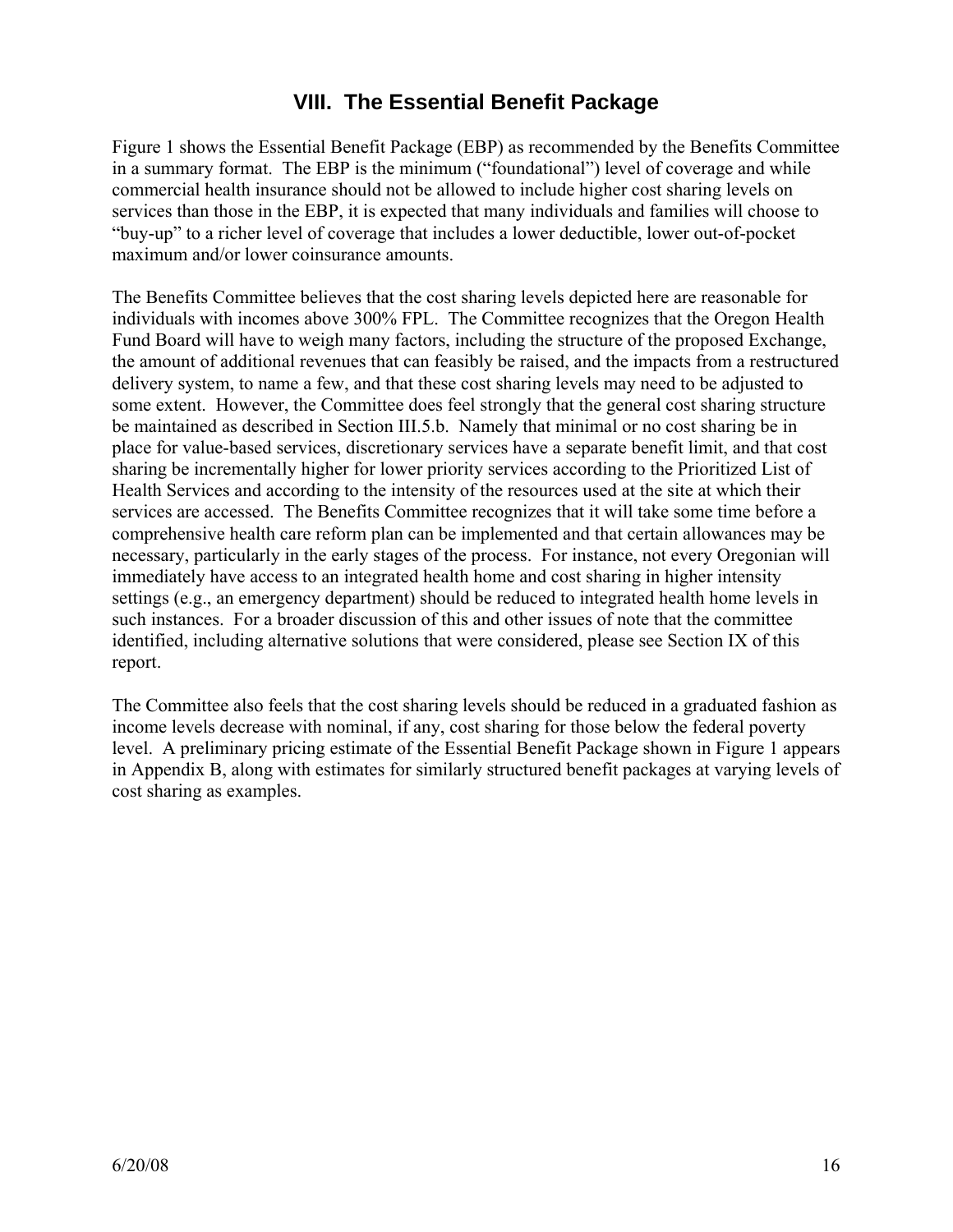## VIII. The Essential Benefit Package

Figure 1 shows the Essential Benefit Package (EBP) as recommended by the Benefits Committee in a summary format. The EBP is the minimum ("foundational") level of coverage and while commercial health insurance should not be allowed to include higher cost sharing levels on services than those in the EBP, it is expected that many individuals and families will choose to "buy-up" to a richer level of coverage that includes a lower deductible, lower out-of-pocket maximum and/or lower coinsurance amounts.

The Benefits Committee believes that the cost sharing levels depicted here are reasonable for individuals with incomes above 300% FPL. The Committee recognizes that the Oregon Health Fund Board will have to weigh many factors, including the structure of the proposed Exchange, the amount of additional revenues that can feasibly be raised, and the impacts from a restructured delivery system, to name a few, and that these cost sharing levels may need to be adjusted to some extent. However, the Committee does feel strongly that the general cost sharing structure be maintained as described in Section III.5.b. Namely that minimal or no cost sharing be in place for value-based services, discretionary services have a separate benefit limit, and that cost sharing be incrementally higher for lower priority services according to the Prioritized List of Health Services and according to the intensity of the resources used at the site at which their services are accessed. The Benefits Committee recognizes that it will take some time before a comprehensive health care reform plan can be implemented and that certain allowances may be necessary, particularly in the early stages of the process. For instance, not every Oregonian will immediately have access to an integrated health home and cost sharing in higher intensity settings (e.g., an emergency department) should be reduced to integrated health home levels in such instances. For a broader discussion of this and other issues of note that the committee identified, including alternative solutions that were considered, please see Section IX of this report.

The Committee also feels that the cost sharing levels should be reduced in a graduated fashion as income levels decrease with nominal, if any, cost sharing for those below the federal poverty level. A preliminary pricing estimate of the Essential Benefit Package shown in Figure 1 appears in Appendix B, along with estimates for similarly structured benefit packages at varying levels of cost sharing as examples.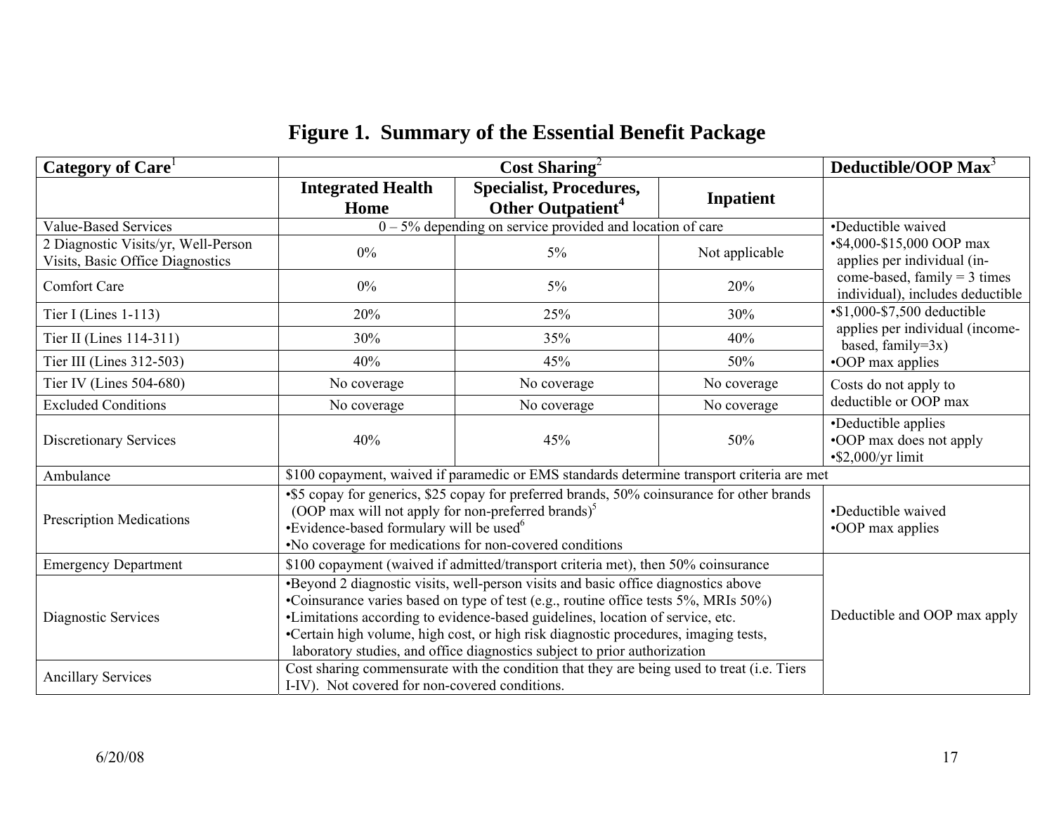# Figure 1. Summary of the Essential Benefit Package

| Category of Care[1] | Cost Sharing[2] | | | Deductible/OOP Max[3] |
|---|---|---|---|---|
| | Integrated Health Home | Specialist, Procedures, Other Outpatient[4] | Inpatient | |
| Value-Based Services | 0 – 5% depending on service provided and location of care | | | •Deductible waived •$4,000-$15,000 OOP max applies per individual (income-based, family = 3 times individual), includes deductible |
| 2 Diagnostic Visits/yr, Well-Person Visits, Basic Office Diagnostics | 0% | 5% | Not applicable | |
| Comfort Care | 0% | 5% | 20% | |
| Tier I (Lines 1-113) | 20% | 25% | 30% | •$1,000-$7,500 deductible applies per individual (income-based, family=3x) •OOP max applies |
| Tier II (Lines 114-311) | 30% | 35% | 40% | |
| Tier III (Lines 312-503) | 40% | 45% | 50% | |
| Tier IV (Lines 504-680) | No coverage | No coverage | No coverage | Costs do not apply to deductible or OOP max |
| Excluded Conditions | No coverage | No coverage | No coverage | |
| Discretionary Services | 40% | 45% | 50% | •Deductible applies •OOP max does not apply •$2,000/yr limit |
| Ambulance | $100 copayment, waived if paramedic or EMS standards determine transport criteria are met | | | |
| Prescription Medications | •$5 copay for generics, $25 copay for preferred brands, 50% coinsurance for other brands (OOP max will not apply for non-preferred brands)[5] •Evidence-based formulary will be used[6] •No coverage for medications for non-covered conditions | | | •Deductible waived •OOP max applies |
| Emergency Department | $100 copayment (waived if admitted/transport criteria met), then 50% coinsurance | | | Deductible and OOP max apply |
| Diagnostic Services | •Beyond 2 diagnostic visits, well-person visits and basic office diagnostics above •Coinsurance varies based on type of test (e.g., routine office tests 5%, MRIs 50%) •Limitations according to evidence-based guidelines, location of service, etc. •Certain high volume, high cost, or high risk diagnostic procedures, imaging tests, laboratory studies, and office diagnostics subject to prior authorization | | | |
| Ancillary Services | Cost sharing commensurate with the condition that they are being used to treat (i.e. Tiers I-IV). Not covered for non-covered conditions. | | | |

6/20/08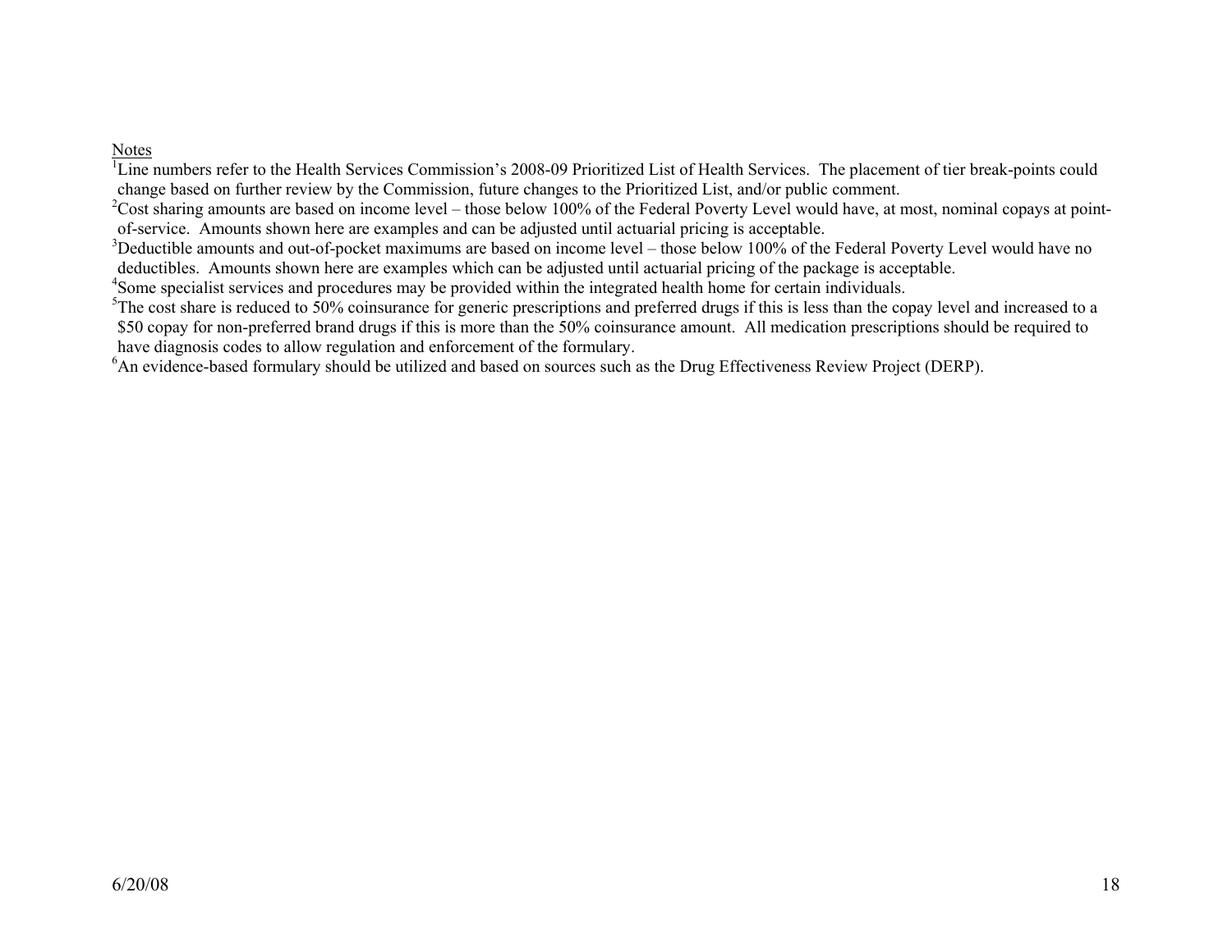Notes

[1]Line numbers refer to the Health Services Commission's 2008-09 Prioritized List of Health Services. The placement of tier break-points could change based on further review by the Commission, future changes to the Prioritized List, and/or public comment.

[2]Cost sharing amounts are based on income level – those below 100% of the Federal Poverty Level would have, at most, nominal copays at point-of-service. Amounts shown here are examples and can be adjusted until actuarial pricing is acceptable.

[3]Deductible amounts and out-of-pocket maximums are based on income level – those below 100% of the Federal Poverty Level would have no deductibles. Amounts shown here are examples which can be adjusted until actuarial pricing of the package is acceptable.

[4]Some specialist services and procedures may be provided within the integrated health home for certain individuals.

[5]The cost share is reduced to 50% coinsurance for generic prescriptions and preferred drugs if this is less than the copay level and increased to a $50 copay for non-preferred brand drugs if this is more than the 50% coinsurance amount. All medication prescriptions should be required to have diagnosis codes to allow regulation and enforcement of the formulary.

[6]An evidence-based formulary should be utilized and based on sources such as the Drug Effectiveness Review Project (DERP).

6/20/08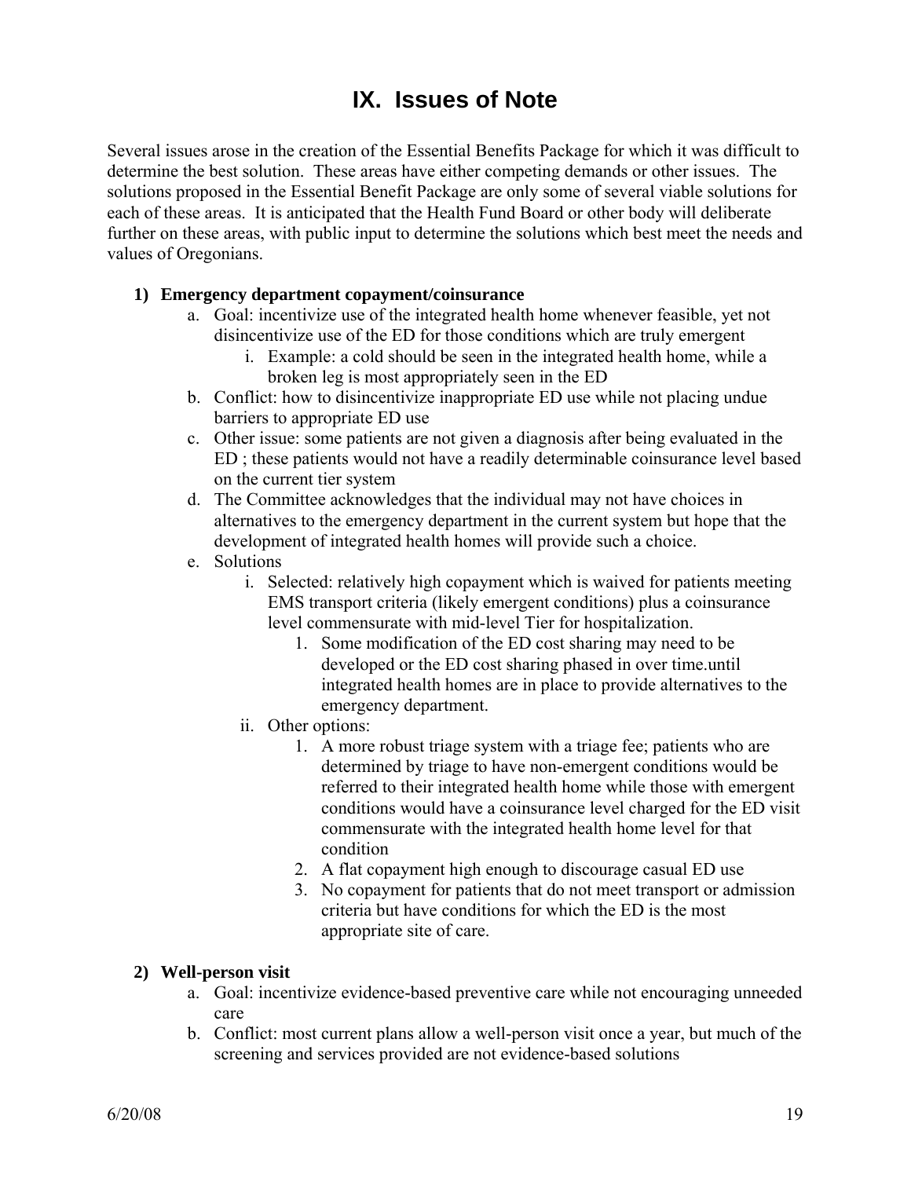# IX. Issues of Note

Several issues arose in the creation of the Essential Benefits Package for which it was difficult to determine the best solution. These areas have either competing demands or other issues. The solutions proposed in the Essential Benefit Package are only some of several viable solutions for each of these areas. It is anticipated that the Health Fund Board or other body will deliberate further on these areas, with public input to determine the solutions which best meet the needs and values of Oregonians.

1) **Emergency department copayment/coinsurance**
   a. Goal: incentivize use of the integrated health home whenever feasible, yet not disincentivize use of the ED for those conditions which are truly emergent
      i. Example: a cold should be seen in the integrated health home, while a broken leg is most appropriately seen in the ED
   b. Conflict: how to disincentivize inappropriate ED use while not placing undue barriers to appropriate ED use
   c. Other issue: some patients are not given a diagnosis after being evaluated in the ED ; these patients would not have a readily determinable coinsurance level based on the current tier system
   d. The Committee acknowledges that the individual may not have choices in alternatives to the emergency department in the current system but hope that the development of integrated health homes will provide such a choice.
   e. Solutions
      i. Selected: relatively high copayment which is waived for patients meeting EMS transport criteria (likely emergent conditions) plus a coinsurance level commensurate with mid-level Tier for hospitalization.
         1. Some modification of the ED cost sharing may need to be developed or the ED cost sharing phased in over time.until integrated health homes are in place to provide alternatives to the emergency department.
      ii. Other options:
         1. A more robust triage system with a triage fee; patients who are determined by triage to have non-emergent conditions would be referred to their integrated health home while those with emergent conditions would have a coinsurance level charged for the ED visit commensurate with the integrated health home level for that condition
         2. A flat copayment high enough to discourage casual ED use
         3. No copayment for patients that do not meet transport or admission criteria but have conditions for which the ED is the most appropriate site of care.

2) **Well-person visit**
   a. Goal: incentivize evidence-based preventive care while not encouraging unneeded care
   b. Conflict: most current plans allow a well-person visit once a year, but much of the screening and services provided are not evidence-based solutions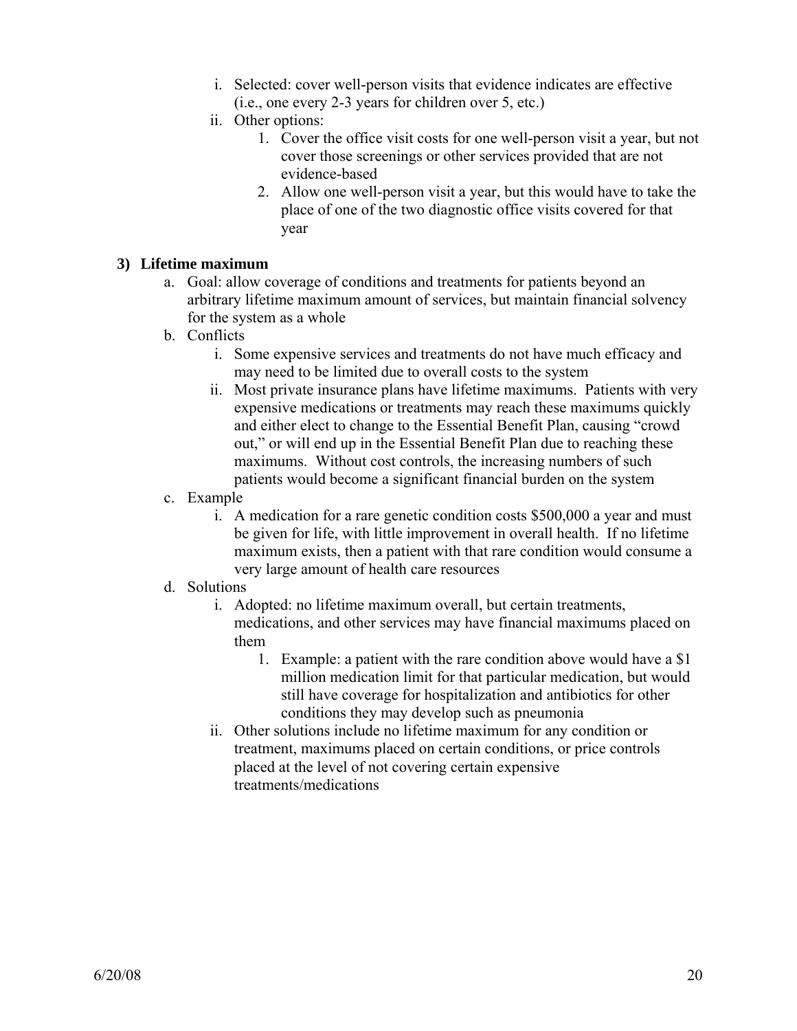i. Selected: cover well-person visits that evidence indicates are effective (i.e., one every 2-3 years for children over 5, etc.)

ii. Other options:

1. Cover the office visit costs for one well-person visit a year, but not cover those screenings or other services provided that are not evidence-based
2. Allow one well-person visit a year, but this would have to take the place of one of the two diagnostic office visits covered for that year

### 3) Lifetime maximum

a. Goal: allow coverage of conditions and treatments for patients beyond an arbitrary lifetime maximum amount of services, but maintain financial solvency for the system as a whole

b. Conflicts

i. Some expensive services and treatments do not have much efficacy and may need to be limited due to overall costs to the system

ii. Most private insurance plans have lifetime maximums. Patients with very expensive medications or treatments may reach these maximums quickly and either elect to change to the Essential Benefit Plan, causing "crowd out," or will end up in the Essential Benefit Plan due to reaching these maximums. Without cost controls, the increasing numbers of such patients would become a significant financial burden on the system

c. Example

i. A medication for a rare genetic condition costs $500,000 a year and must be given for life, with little improvement in overall health. If no lifetime maximum exists, then a patient with that rare condition would consume a very large amount of health care resources

d. Solutions

i. Adopted: no lifetime maximum overall, but certain treatments, medications, and other services may have financial maximums placed on them

1. Example: a patient with the rare condition above would have a $1 million medication limit for that particular medication, but would still have coverage for hospitalization and antibiotics for other conditions they may develop such as pneumonia

ii. Other solutions include no lifetime maximum for any condition or treatment, maximums placed on certain conditions, or price controls placed at the level of not covering certain expensive treatments/medications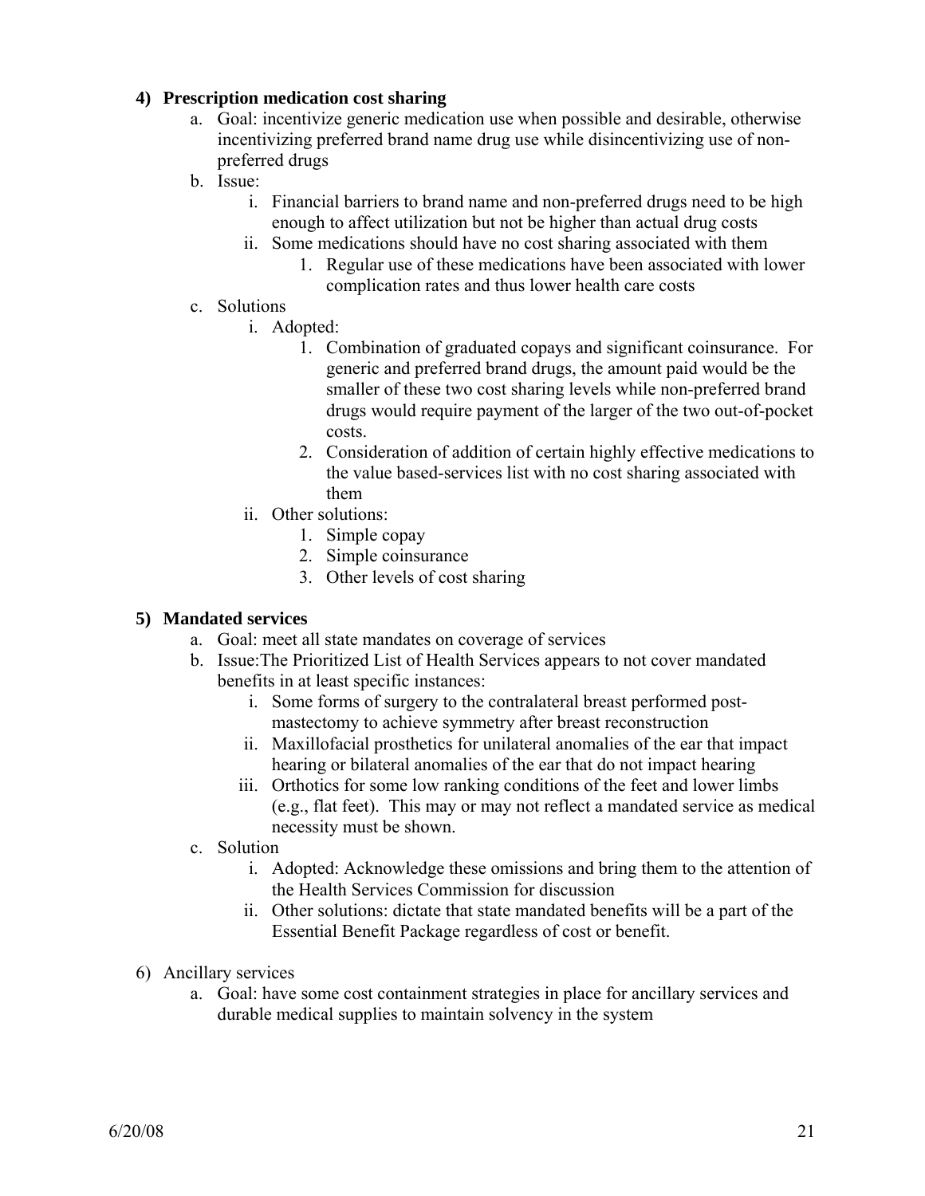**4) Prescription medication cost sharing**

a. Goal: incentivize generic medication use when possible and desirable, otherwise incentivizing preferred brand name drug use while disincentivizing use of non-preferred drugs

b. Issue:

   i. Financial barriers to brand name and non-preferred drugs need to be high enough to affect utilization but not be higher than actual drug costs

   ii. Some medications should have no cost sharing associated with them

      1. Regular use of these medications have been associated with lower complication rates and thus lower health care costs

c. Solutions

   i. Adopted:

      1. Combination of graduated copays and significant coinsurance. For generic and preferred brand drugs, the amount paid would be the smaller of these two cost sharing levels while non-preferred brand drugs would require payment of the larger of the two out-of-pocket costs.

      2. Consideration of addition of certain highly effective medications to the value based-services list with no cost sharing associated with them

   ii. Other solutions:

      1. Simple copay
      2. Simple coinsurance
      3. Other levels of cost sharing

**5) Mandated services**

a. Goal: meet all state mandates on coverage of services

b. Issue:The Prioritized List of Health Services appears to not cover mandated benefits in at least specific instances:

   i. Some forms of surgery to the contralateral breast performed post-mastectomy to achieve symmetry after breast reconstruction

   ii. Maxillofacial prosthetics for unilateral anomalies of the ear that impact hearing or bilateral anomalies of the ear that do not impact hearing

   iii. Orthotics for some low ranking conditions of the feet and lower limbs (e.g., flat feet). This may or may not reflect a mandated service as medical necessity must be shown.

c. Solution

   i. Adopted: Acknowledge these omissions and bring them to the attention of the Health Services Commission for discussion

   ii. Other solutions: dictate that state mandated benefits will be a part of the Essential Benefit Package regardless of cost or benefit.

6) Ancillary services

a. Goal: have some cost containment strategies in place for ancillary services and durable medical supplies to maintain solvency in the system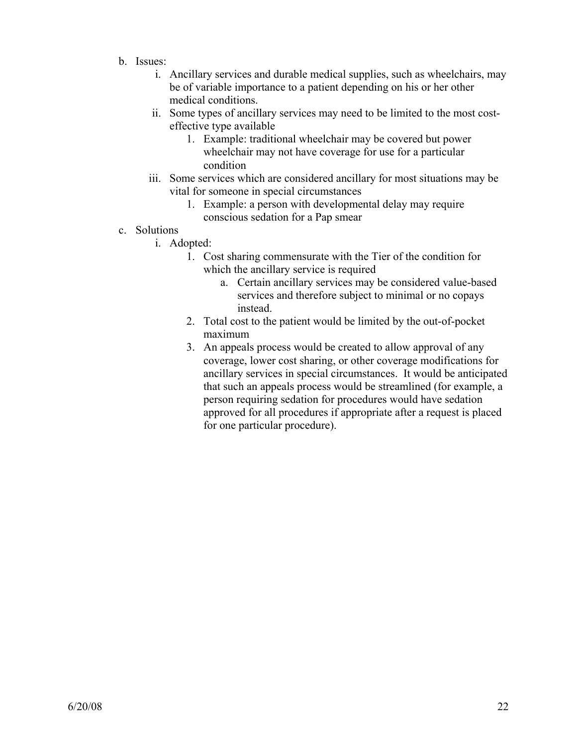b. Issues:
   i. Ancillary services and durable medical supplies, such as wheelchairs, may be of variable importance to a patient depending on his or her other medical conditions.
   ii. Some types of ancillary services may need to be limited to the most cost-effective type available
      1. Example: traditional wheelchair may be covered but power wheelchair may not have coverage for use for a particular condition
   iii. Some services which are considered ancillary for most situations may be vital for someone in special circumstances
      1. Example: a person with developmental delay may require conscious sedation for a Pap smear

c. Solutions
   i. Adopted:
      1. Cost sharing commensurate with the Tier of the condition for which the ancillary service is required
         a. Certain ancillary services may be considered value-based services and therefore subject to minimal or no copays instead.
      2. Total cost to the patient would be limited by the out-of-pocket maximum
      3. An appeals process would be created to allow approval of any coverage, lower cost sharing, or other coverage modifications for ancillary services in special circumstances. It would be anticipated that such an appeals process would be streamlined (for example, a person requiring sedation for procedures would have sedation approved for all procedures if appropriate after a request is placed for one particular procedure).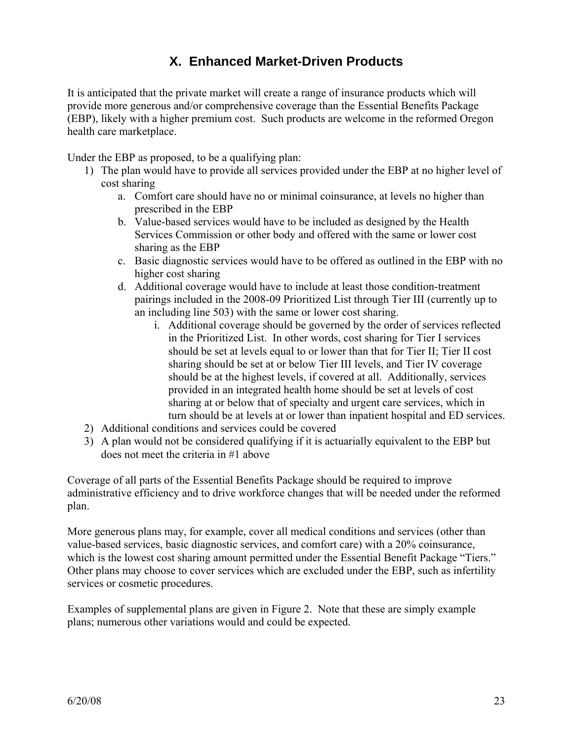## X. Enhanced Market-Driven Products

It is anticipated that the private market will create a range of insurance products which will provide more generous and/or comprehensive coverage than the Essential Benefits Package (EBP), likely with a higher premium cost. Such products are welcome in the reformed Oregon health care marketplace.

Under the EBP as proposed, to be a qualifying plan:

1) The plan would have to provide all services provided under the EBP at no higher level of cost sharing
   a. Comfort care should have no or minimal coinsurance, at levels no higher than prescribed in the EBP
   b. Value-based services would have to be included as designed by the Health Services Commission or other body and offered with the same or lower cost sharing as the EBP
   c. Basic diagnostic services would have to be offered as outlined in the EBP with no higher cost sharing
   d. Additional coverage would have to include at least those condition-treatment pairings included in the 2008-09 Prioritized List through Tier III (currently up to an including line 503) with the same or lower cost sharing.
      i. Additional coverage should be governed by the order of services reflected in the Prioritized List. In other words, cost sharing for Tier I services should be set at levels equal to or lower than that for Tier II; Tier II cost sharing should be set at or below Tier III levels, and Tier IV coverage should be at the highest levels, if covered at all. Additionally, services provided in an integrated health home should be set at levels of cost sharing at or below that of specialty and urgent care services, which in turn should be at levels at or lower than inpatient hospital and ED services.
2) Additional conditions and services could be covered
3) A plan would not be considered qualifying if it is actuarially equivalent to the EBP but does not meet the criteria in #1 above

Coverage of all parts of the Essential Benefits Package should be required to improve administrative efficiency and to drive workforce changes that will be needed under the reformed plan.

More generous plans may, for example, cover all medical conditions and services (other than value-based services, basic diagnostic services, and comfort care) with a 20% coinsurance, which is the lowest cost sharing amount permitted under the Essential Benefit Package "Tiers." Other plans may choose to cover services which are excluded under the EBP, such as infertility services or cosmetic procedures.

Examples of supplemental plans are given in Figure 2. Note that these are simply example plans; numerous other variations would and could be expected.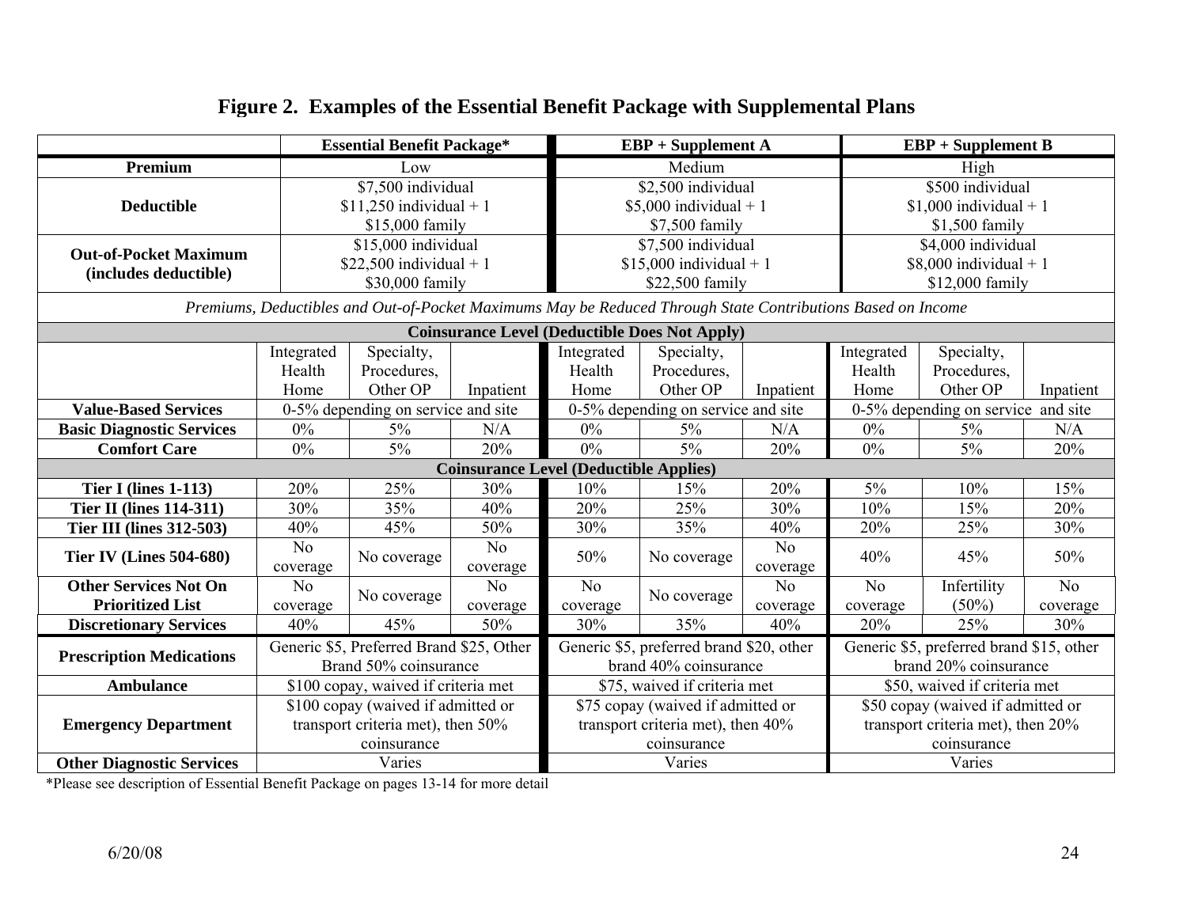## Figure 2. Examples of the Essential Benefit Package with Supplemental Plans

| | Essential Benefit Package* | | | EBP + Supplement A | | | EBP + Supplement B | | |
|---|---|---|---|---|---|---|---|---|---|
| **Premium** | Low | | | Medium | | | High | | |
| **Deductible** | $7,500 individual<br>$11,250 individual + 1<br>$15,000 family | | | $2,500 individual<br>$5,000 individual + 1<br>$7,500 family | | | $500 individual<br>$1,000 individual + 1<br>$1,500 family | | |
| **Out-of-Pocket Maximum (includes deductible)** | $15,000 individual<br>$22,500 individual + 1<br>$30,000 family | | | $7,500 individual<br>$15,000 individual + 1<br>$22,500 family | | | $4,000 individual<br>$8,000 individual + 1<br>$12,000 family | | |
| *Premiums, Deductibles and Out-of-Pocket Maximums May be Reduced Through State Contributions Based on Income* | | | | | | | | | |
| **Coinsurance Level (Deductible Does Not Apply)** | | | | | | | | | |
| | Integrated Health Home | Specialty, Procedures, Other OP | Inpatient | Integrated Health Home | Specialty, Procedures, Other OP | Inpatient | Integrated Health Home | Specialty, Procedures, Other OP | Inpatient |
| **Value-Based Services** | 0-5% depending on service and site | | | 0-5% depending on service and site | | | 0-5% depending on service and site | | |
| **Basic Diagnostic Services** | 0% | 5% | N/A | 0% | 5% | N/A | 0% | 5% | N/A |
| **Comfort Care** | 0% | 5% | 20% | 0% | 5% | 20% | 0% | 5% | 20% |
| **Coinsurance Level (Deductible Applies)** | | | | | | | | | |
| **Tier I (lines 1-113)** | 20% | 25% | 30% | 10% | 15% | 20% | 5% | 10% | 15% |
| **Tier II (lines 114-311)** | 30% | 35% | 40% | 20% | 25% | 30% | 10% | 15% | 20% |
| **Tier III (lines 312-503)** | 40% | 45% | 50% | 30% | 35% | 40% | 20% | 25% | 30% |
| **Tier IV (Lines 504-680)** | No coverage | No coverage | No coverage | 50% | No coverage | No coverage | 40% | 45% | 50% |
| **Other Services Not On Prioritized List** | No coverage | No coverage | No coverage | No coverage | No coverage | No coverage | No coverage | Infertility (50%) | No coverage |
| **Discretionary Services** | 40% | 45% | 50% | 30% | 35% | 40% | 20% | 25% | 30% |
| **Prescription Medications** | Generic $5, Preferred Brand $25, Other Brand 50% coinsurance | | | Generic $5, preferred brand $20, other brand 40% coinsurance | | | Generic $5, preferred brand $15, other brand 20% coinsurance | | |
| **Ambulance** | $100 copay, waived if criteria met | | | $75, waived if criteria met | | | $50, waived if criteria met | | |
| **Emergency Department** | $100 copay (waived if admitted or transport criteria met), then 50% coinsurance | | | $75 copay (waived if admitted or transport criteria met), then 40% coinsurance | | | $50 copay (waived if admitted or transport criteria met), then 20% coinsurance | | |
| **Other Diagnostic Services** | Varies | | | Varies | | | Varies | | |

*Please see description of Essential Benefit Package on pages 13-14 for more detail

6/20/08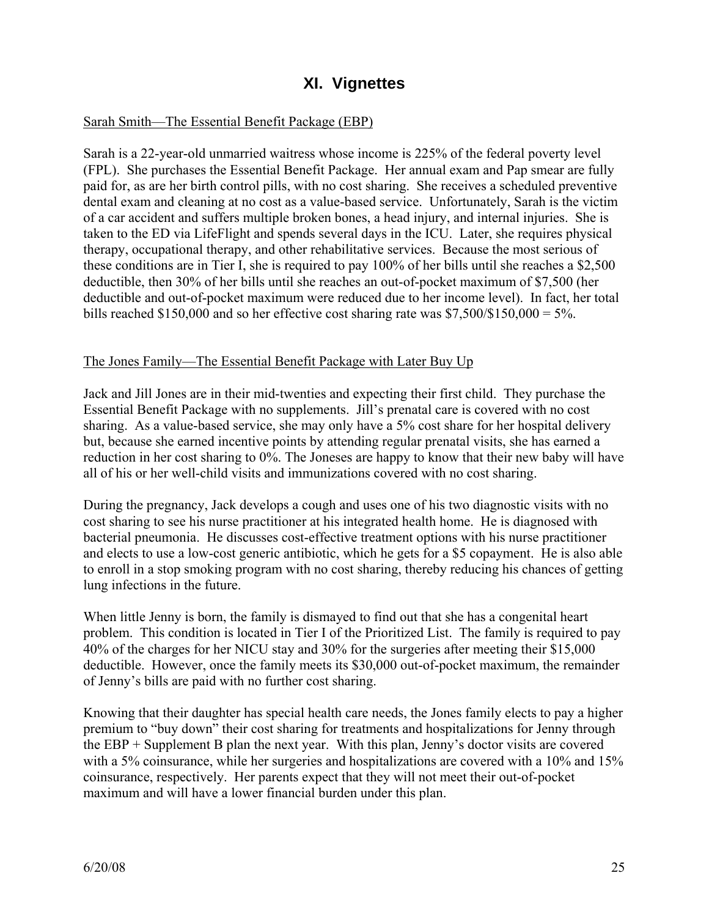# XI. Vignettes

<u>Sarah Smith—The Essential Benefit Package (EBP)</u>

Sarah is a 22-year-old unmarried waitress whose income is 225% of the federal poverty level (FPL). She purchases the Essential Benefit Package. Her annual exam and Pap smear are fully paid for, as are her birth control pills, with no cost sharing. She receives a scheduled preventive dental exam and cleaning at no cost as a value-based service. Unfortunately, Sarah is the victim of a car accident and suffers multiple broken bones, a head injury, and internal injuries. She is taken to the ED via LifeFlight and spends several days in the ICU. Later, she requires physical therapy, occupational therapy, and other rehabilitative services. Because the most serious of these conditions are in Tier I, she is required to pay 100% of her bills until she reaches a $2,500 deductible, then 30% of her bills until she reaches an out-of-pocket maximum of $7,500 (her deductible and out-of-pocket maximum were reduced due to her income level). In fact, her total bills reached $150,000 and so her effective cost sharing rate was $7,500/$150,000 = 5%.

<u>The Jones Family—The Essential Benefit Package with Later Buy Up</u>

Jack and Jill Jones are in their mid-twenties and expecting their first child. They purchase the Essential Benefit Package with no supplements. Jill's prenatal care is covered with no cost sharing. As a value-based service, she may only have a 5% cost share for her hospital delivery but, because she earned incentive points by attending regular prenatal visits, she has earned a reduction in her cost sharing to 0%. The Joneses are happy to know that their new baby will have all of his or her well-child visits and immunizations covered with no cost sharing.

During the pregnancy, Jack develops a cough and uses one of his two diagnostic visits with no cost sharing to see his nurse practitioner at his integrated health home. He is diagnosed with bacterial pneumonia. He discusses cost-effective treatment options with his nurse practitioner and elects to use a low-cost generic antibiotic, which he gets for a $5 copayment. He is also able to enroll in a stop smoking program with no cost sharing, thereby reducing his chances of getting lung infections in the future.

When little Jenny is born, the family is dismayed to find out that she has a congenital heart problem. This condition is located in Tier I of the Prioritized List. The family is required to pay 40% of the charges for her NICU stay and 30% for the surgeries after meeting their $15,000 deductible. However, once the family meets its $30,000 out-of-pocket maximum, the remainder of Jenny's bills are paid with no further cost sharing.

Knowing that their daughter has special health care needs, the Jones family elects to pay a higher premium to "buy down" their cost sharing for treatments and hospitalizations for Jenny through the EBP + Supplement B plan the next year. With this plan, Jenny's doctor visits are covered with a 5% coinsurance, while her surgeries and hospitalizations are covered with a 10% and 15% coinsurance, respectively. Her parents expect that they will not meet their out-of-pocket maximum and will have a lower financial burden under this plan.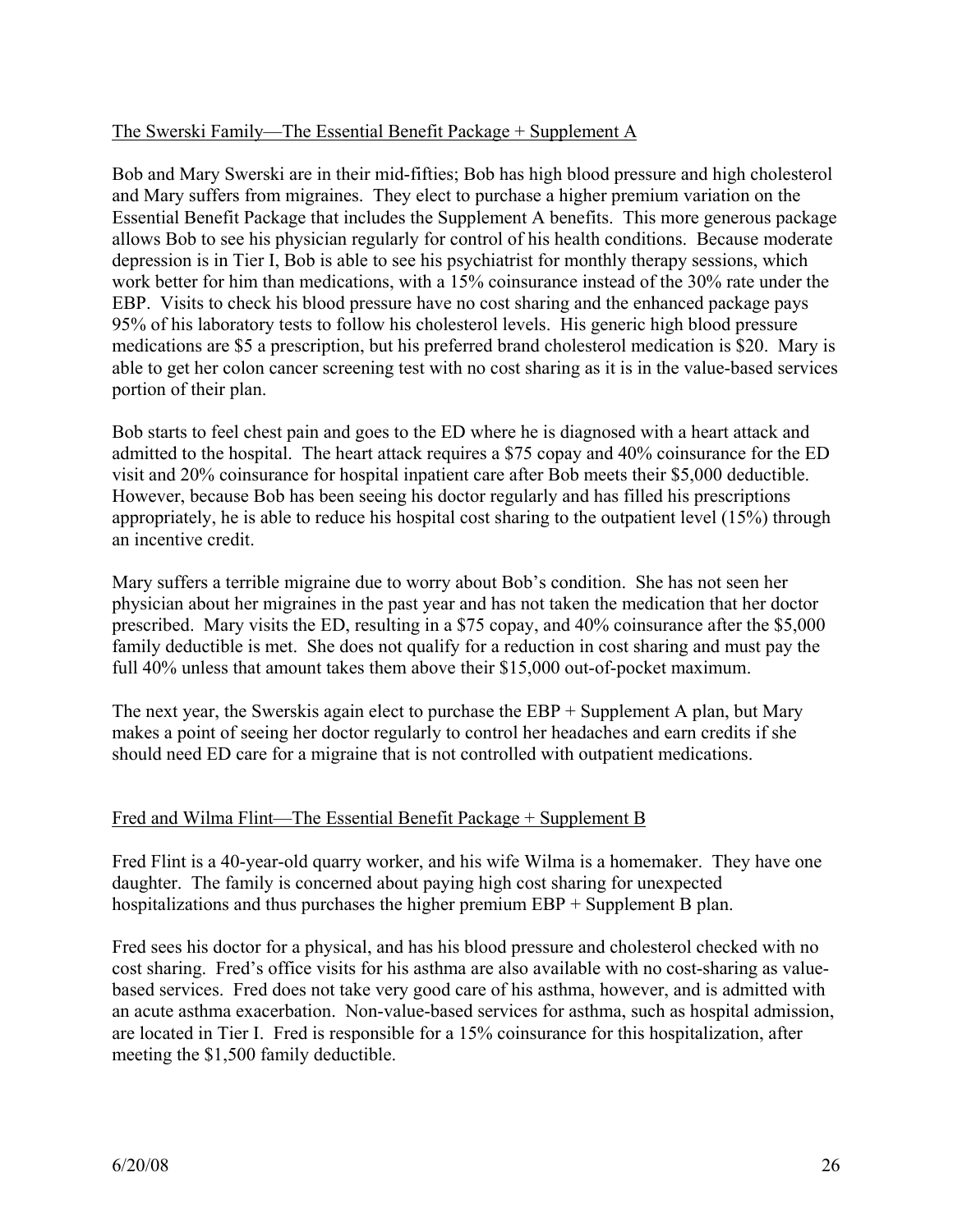<u>The Swerski Family—The Essential Benefit Package + Supplement A</u>

Bob and Mary Swerski are in their mid-fifties; Bob has high blood pressure and high cholesterol and Mary suffers from migraines. They elect to purchase a higher premium variation on the Essential Benefit Package that includes the Supplement A benefits. This more generous package allows Bob to see his physician regularly for control of his health conditions. Because moderate depression is in Tier I, Bob is able to see his psychiatrist for monthly therapy sessions, which work better for him than medications, with a 15% coinsurance instead of the 30% rate under the EBP. Visits to check his blood pressure have no cost sharing and the enhanced package pays 95% of his laboratory tests to follow his cholesterol levels. His generic high blood pressure medications are $5 a prescription, but his preferred brand cholesterol medication is $20. Mary is able to get her colon cancer screening test with no cost sharing as it is in the value-based services portion of their plan.

Bob starts to feel chest pain and goes to the ED where he is diagnosed with a heart attack and admitted to the hospital. The heart attack requires a $75 copay and 40% coinsurance for the ED visit and 20% coinsurance for hospital inpatient care after Bob meets their $5,000 deductible. However, because Bob has been seeing his doctor regularly and has filled his prescriptions appropriately, he is able to reduce his hospital cost sharing to the outpatient level (15%) through an incentive credit.

Mary suffers a terrible migraine due to worry about Bob's condition. She has not seen her physician about her migraines in the past year and has not taken the medication that her doctor prescribed. Mary visits the ED, resulting in a $75 copay, and 40% coinsurance after the $5,000 family deductible is met. She does not qualify for a reduction in cost sharing and must pay the full 40% unless that amount takes them above their $15,000 out-of-pocket maximum.

The next year, the Swerskis again elect to purchase the EBP + Supplement A plan, but Mary makes a point of seeing her doctor regularly to control her headaches and earn credits if she should need ED care for a migraine that is not controlled with outpatient medications.

<u>Fred and Wilma Flint—The Essential Benefit Package + Supplement B</u>

Fred Flint is a 40-year-old quarry worker, and his wife Wilma is a homemaker. They have one daughter. The family is concerned about paying high cost sharing for unexpected hospitalizations and thus purchases the higher premium EBP + Supplement B plan.

Fred sees his doctor for a physical, and has his blood pressure and cholesterol checked with no cost sharing. Fred's office visits for his asthma are also available with no cost-sharing as value-based services. Fred does not take very good care of his asthma, however, and is admitted with an acute asthma exacerbation. Non-value-based services for asthma, such as hospital admission, are located in Tier I. Fred is responsible for a 15% coinsurance for this hospitalization, after meeting the $1,500 family deductible.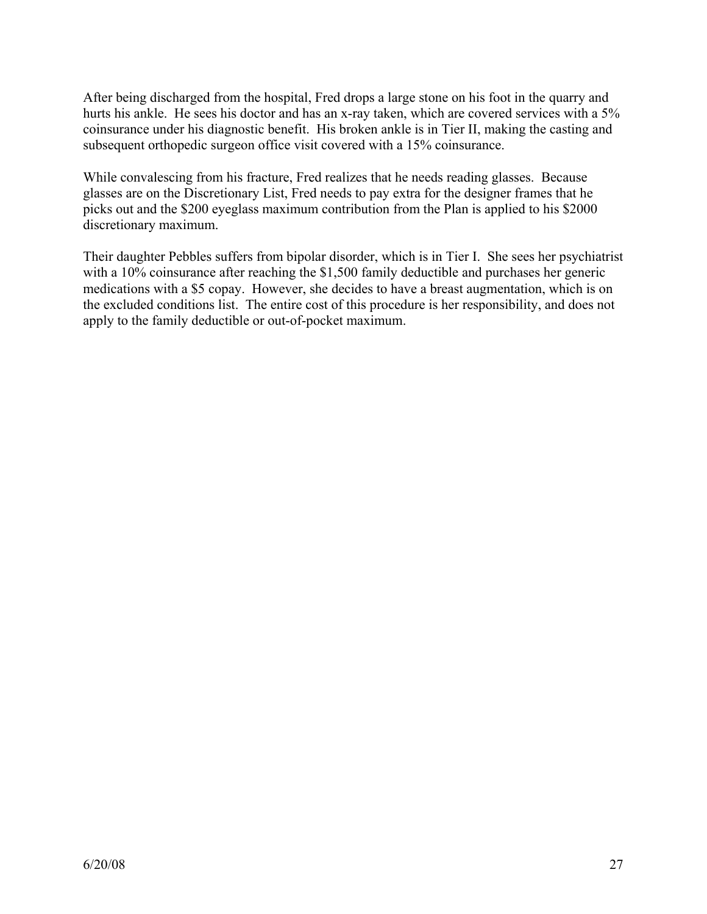After being discharged from the hospital, Fred drops a large stone on his foot in the quarry and hurts his ankle. He sees his doctor and has an x-ray taken, which are covered services with a 5% coinsurance under his diagnostic benefit. His broken ankle is in Tier II, making the casting and subsequent orthopedic surgeon office visit covered with a 15% coinsurance.

While convalescing from his fracture, Fred realizes that he needs reading glasses. Because glasses are on the Discretionary List, Fred needs to pay extra for the designer frames that he picks out and the $200 eyeglass maximum contribution from the Plan is applied to his $2000 discretionary maximum.

Their daughter Pebbles suffers from bipolar disorder, which is in Tier I. She sees her psychiatrist with a 10% coinsurance after reaching the $1,500 family deductible and purchases her generic medications with a $5 copay. However, she decides to have a breast augmentation, which is on the excluded conditions list. The entire cost of this procedure is her responsibility, and does not apply to the family deductible or out-of-pocket maximum.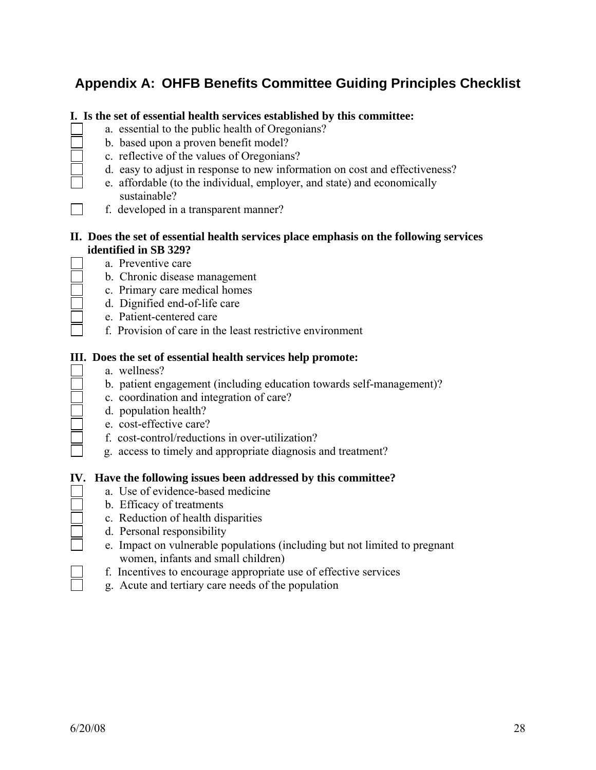## Appendix A: OHFB Benefits Committee Guiding Principles Checklist

**I. Is the set of essential health services established by this committee:**

- [ ] a. essential to the public health of Oregonians?
- [ ] b. based upon a proven benefit model?
- [ ] c. reflective of the values of Oregonians?
- [ ] d. easy to adjust in response to new information on cost and effectiveness?
- [ ] e. affordable (to the individual, employer, and state) and economically sustainable?
- [ ] f. developed in a transparent manner?

**II. Does the set of essential health services place emphasis on the following services identified in SB 329?**

- [ ] a. Preventive care
- [ ] b. Chronic disease management
- [ ] c. Primary care medical homes
- [ ] d. Dignified end-of-life care
- [ ] e. Patient-centered care
- [ ] f. Provision of care in the least restrictive environment

**III. Does the set of essential health services help promote:**

- [ ] a. wellness?
- [ ] b. patient engagement (including education towards self-management)?
- [ ] c. coordination and integration of care?
- [ ] d. population health?
- [ ] e. cost-effective care?
- [ ] f. cost-control/reductions in over-utilization?
- [ ] g. access to timely and appropriate diagnosis and treatment?

**IV. Have the following issues been addressed by this committee?**

- [ ] a. Use of evidence-based medicine
- [ ] b. Efficacy of treatments
- [ ] c. Reduction of health disparities
- [ ] d. Personal responsibility
- [ ] e. Impact on vulnerable populations (including but not limited to pregnant women, infants and small children)
- [ ] f. Incentives to encourage appropriate use of effective services
- [ ] g. Acute and tertiary care needs of the population

6/20/08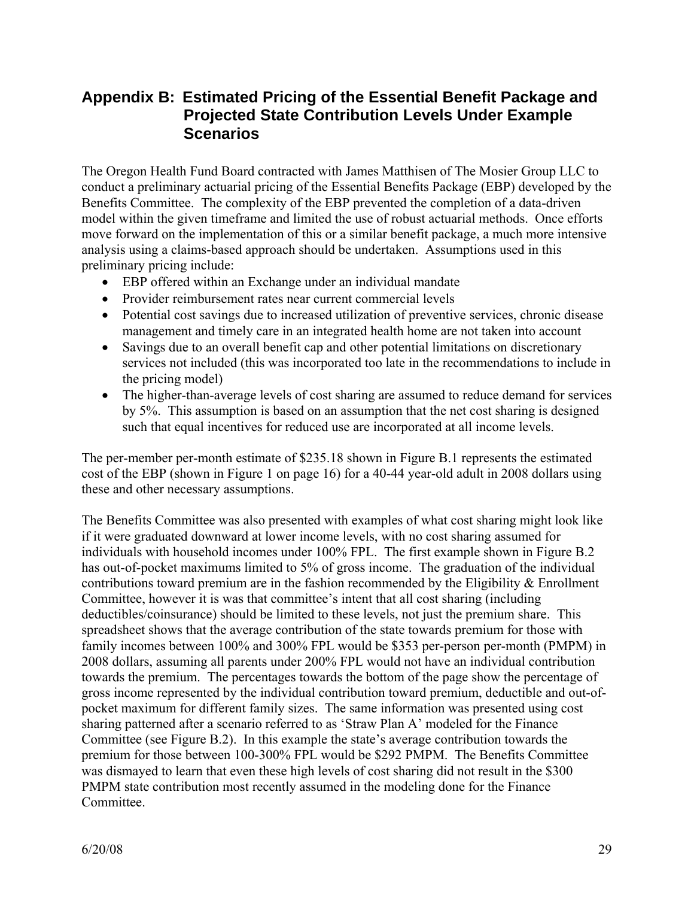## Appendix B: Estimated Pricing of the Essential Benefit Package and Projected State Contribution Levels Under Example Scenarios

The Oregon Health Fund Board contracted with James Matthisen of The Mosier Group LLC to conduct a preliminary actuarial pricing of the Essential Benefits Package (EBP) developed by the Benefits Committee. The complexity of the EBP prevented the completion of a data-driven model within the given timeframe and limited the use of robust actuarial methods. Once efforts move forward on the implementation of this or a similar benefit package, a much more intensive analysis using a claims-based approach should be undertaken. Assumptions used in this preliminary pricing include:

- EBP offered within an Exchange under an individual mandate
- Provider reimbursement rates near current commercial levels
- Potential cost savings due to increased utilization of preventive services, chronic disease management and timely care in an integrated health home are not taken into account
- Savings due to an overall benefit cap and other potential limitations on discretionary services not included (this was incorporated too late in the recommendations to include in the pricing model)
- The higher-than-average levels of cost sharing are assumed to reduce demand for services by 5%. This assumption is based on an assumption that the net cost sharing is designed such that equal incentives for reduced use are incorporated at all income levels.

The per-member per-month estimate of $235.18 shown in Figure B.1 represents the estimated cost of the EBP (shown in Figure 1 on page 16) for a 40-44 year-old adult in 2008 dollars using these and other necessary assumptions.

The Benefits Committee was also presented with examples of what cost sharing might look like if it were graduated downward at lower income levels, with no cost sharing assumed for individuals with household incomes under 100% FPL. The first example shown in Figure B.2 has out-of-pocket maximums limited to 5% of gross income. The graduation of the individual contributions toward premium are in the fashion recommended by the Eligibility & Enrollment Committee, however it is was that committee's intent that all cost sharing (including deductibles/coinsurance) should be limited to these levels, not just the premium share. This spreadsheet shows that the average contribution of the state towards premium for those with family incomes between 100% and 300% FPL would be $353 per-person per-month (PMPM) in 2008 dollars, assuming all parents under 200% FPL would not have an individual contribution towards the premium. The percentages towards the bottom of the page show the percentage of gross income represented by the individual contribution toward premium, deductible and out-of-pocket maximum for different family sizes. The same information was presented using cost sharing patterned after a scenario referred to as 'Straw Plan A' modeled for the Finance Committee (see Figure B.2). In this example the state's average contribution towards the premium for those between 100-300% FPL would be $292 PMPM. The Benefits Committee was dismayed to learn that even these high levels of cost sharing did not result in the $300 PMPM state contribution most recently assumed in the modeling done for the Finance Committee.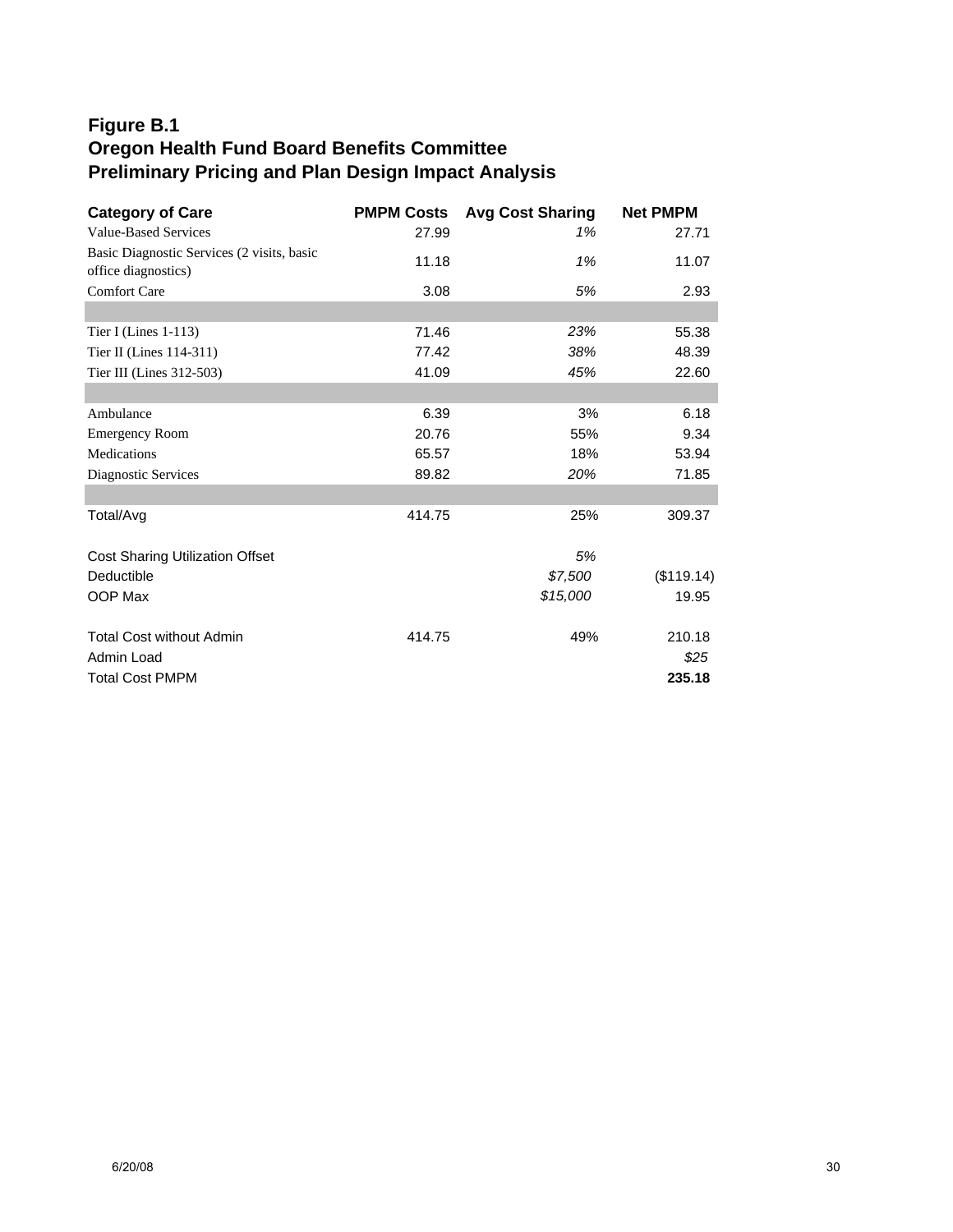**Figure B.1**
**Oregon Health Fund Board Benefits Committee**
**Preliminary Pricing and Plan Design Impact Analysis**

| Category of Care | PMPM Costs | Avg Cost Sharing | Net PMPM |
|---|---|---|---|
| Value-Based Services | 27.99 | *1%* | 27.71 |
| Basic Diagnostic Services (2 visits, basic office diagnostics) | 11.18 | *1%* | 11.07 |
| Comfort Care | 3.08 | *5%* | 2.93 |
| | | | |
| Tier I (Lines 1-113) | 71.46 | *23%* | 55.38 |
| Tier II (Lines 114-311) | 77.42 | *38%* | 48.39 |
| Tier III (Lines 312-503) | 41.09 | *45%* | 22.60 |
| | | | |
| Ambulance | 6.39 | 3% | 6.18 |
| Emergency Room | 20.76 | 55% | 9.34 |
| Medications | 65.57 | 18% | 53.94 |
| Diagnostic Services | 89.82 | *20%* | 71.85 |
| | | | |
| Total/Avg | 414.75 | 25% | 309.37 |
| | | | |
| Cost Sharing Utilization Offset | | *5%* | |
| Deductible | | *$7,500* | ($119.14) |
| OOP Max | | *$15,000* | 19.95 |
| | | | |
| Total Cost without Admin | 414.75 | 49% | 210.18 |
| Admin Load | | | *$25* |
| Total Cost PMPM | | | **235.18** |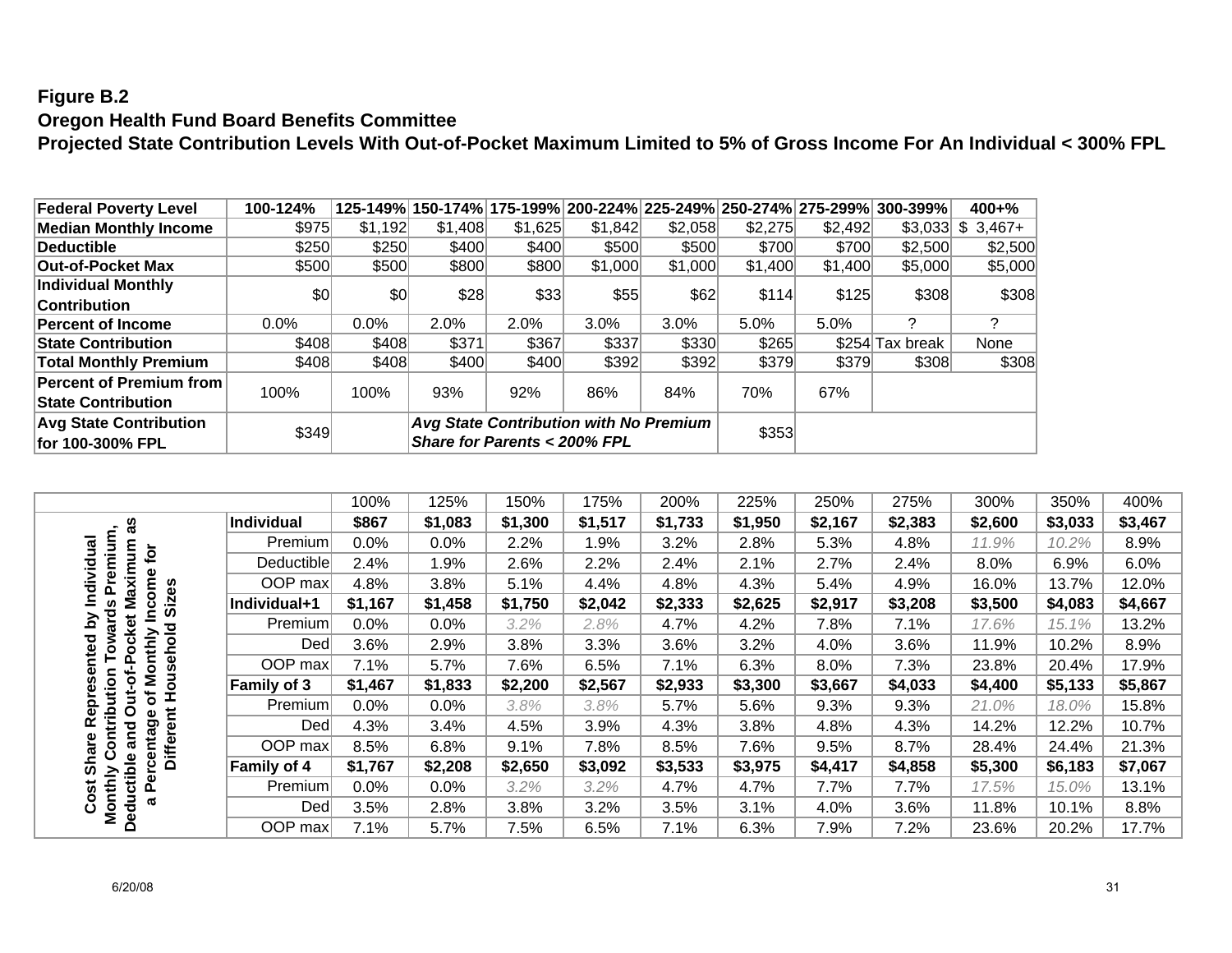**Figure B.2**
**Oregon Health Fund Board Benefits Committee**
**Projected State Contribution Levels With Out-of-Pocket Maximum Limited to 5% of Gross Income For An Individual < 300% FPL**

| Federal Poverty Level | 100-124% | 125-149% | 150-174% | 175-199% | 200-224% | 225-249% | 250-274% | 275-299% | 300-399% | 400+% |
|---|---|---|---|---|---|---|---|---|---|---|
| Median Monthly Income | $975 | $1,192 | $1,408 | $1,625 | $1,842 | $2,058 | $2,275 | $2,492 | $3,033 | $ 3,467+ |
| Deductible | $250 | $250 | $400 | $400 | $500 | $500 | $700 | $700 | $2,500 | $2,500 |
| Out-of-Pocket Max | $500 | $500 | $800 | $800 | $1,000 | $1,000 | $1,400 | $1,400 | $5,000 | $5,000 |
| Individual Monthly Contribution | $0 | $0 | $28 | $33 | $55 | $62 | $114 | $125 | $308 | $308 |
| Percent of Income | 0.0% | 0.0% | 2.0% | 2.0% | 3.0% | 3.0% | 5.0% | 5.0% | ? | ? |
| State Contribution | $408 | $408 | $371 | $367 | $337 | $330 | $265 | $254 | Tax break | None |
| Total Monthly Premium | $408 | $408 | $400 | $400 | $392 | $392 | $379 | $379 | $308 | $308 |
| Percent of Premium from State Contribution | 100% | 100% | 93% | 92% | 86% | 84% | 70% | 67% | | |
| Avg State Contribution for 100-300% FPL | $349 | | *Avg State Contribution with No Premium Share for Parents < 200% FPL* | | | | $353 | | | |

| Cost Share Represented by Individual Monthly Contribution Towards Premium, Deductible and Out-of-Pocket Maximum as a Percentage of Monthly Income for Different Household Sizes | | 100% | 125% | 150% | 175% | 200% | 225% | 250% | 275% | 300% | 350% | 400% |
|---|---|---|---|---|---|---|---|---|---|---|---|---|
| | **Individual** | **$867** | **$1,083** | **$1,300** | **$1,517** | **$1,733** | **$1,950** | **$2,167** | **$2,383** | **$2,600** | **$3,033** | **$3,467** |
| | Premium | 0.0% | 0.0% | 2.2% | 1.9% | 3.2% | 2.8% | 5.3% | 4.8% | 11.9% | 10.2% | 8.9% |
| | Deductible | 2.4% | 1.9% | 2.6% | 2.2% | 2.4% | 2.1% | 2.7% | 2.4% | 8.0% | 6.9% | 6.0% |
| | OOP max | 4.8% | 3.8% | 5.1% | 4.4% | 4.8% | 4.3% | 5.4% | 4.9% | 16.0% | 13.7% | 12.0% |
| | **Individual+1** | **$1,167** | **$1,458** | **$1,750** | **$2,042** | **$2,333** | **$2,625** | **$2,917** | **$3,208** | **$3,500** | **$4,083** | **$4,667** |
| | Premium | 0.0% | 0.0% | 3.2% | 2.8% | 4.7% | 4.2% | 7.8% | 7.1% | 17.6% | 15.1% | 13.2% |
| | Ded | 3.6% | 2.9% | 3.8% | 3.3% | 3.6% | 3.2% | 4.0% | 3.6% | 11.9% | 10.2% | 8.9% |
| | OOP max | 7.1% | 5.7% | 7.6% | 6.5% | 7.1% | 6.3% | 8.0% | 7.3% | 23.8% | 20.4% | 17.9% |
| | **Family of 3** | **$1,467** | **$1,833** | **$2,200** | **$2,567** | **$2,933** | **$3,300** | **$3,667** | **$4,033** | **$4,400** | **$5,133** | **$5,867** |
| | Premium | 0.0% | 0.0% | 3.8% | 3.8% | 5.7% | 5.6% | 9.3% | 9.3% | 21.0% | 18.0% | 15.8% |
| | Ded | 4.3% | 3.4% | 4.5% | 3.9% | 4.3% | 3.8% | 4.8% | 4.3% | 14.2% | 12.2% | 10.7% |
| | OOP max | 8.5% | 6.8% | 9.1% | 7.8% | 8.5% | 7.6% | 9.5% | 8.7% | 28.4% | 24.4% | 21.3% |
| | **Family of 4** | **$1,767** | **$2,208** | **$2,650** | **$3,092** | **$3,533** | **$3,975** | **$4,417** | **$4,858** | **$5,300** | **$6,183** | **$7,067** |
| | Premium | 0.0% | 0.0% | 3.2% | 3.2% | 4.7% | 4.7% | 7.7% | 7.7% | 17.5% | 15.0% | 13.1% |
| | Ded | 3.5% | 2.8% | 3.8% | 3.2% | 3.5% | 3.1% | 4.0% | 3.6% | 11.8% | 10.1% | 8.8% |
| | OOP max | 7.1% | 5.7% | 7.5% | 6.5% | 7.1% | 6.3% | 7.9% | 7.2% | 23.6% | 20.2% | 17.7% |

6/20/08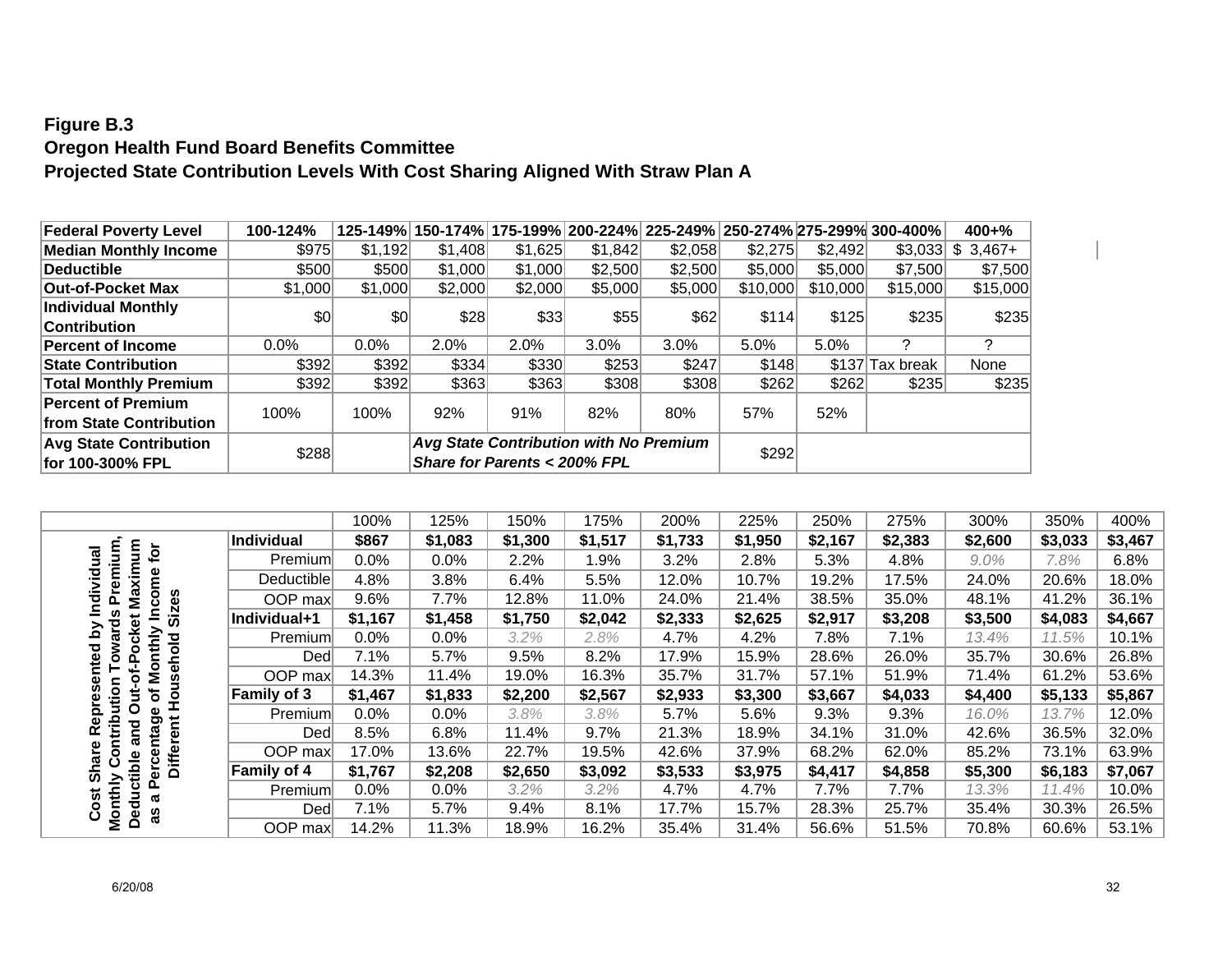**Figure B.3**
**Oregon Health Fund Board Benefits Committee**
**Projected State Contribution Levels With Cost Sharing Aligned With Straw Plan A**

| Federal Poverty Level | 100-124% | 125-149% | 150-174% | 175-199% | 200-224% | 225-249% | 250-274% | 275-299% | 300-400% | 400+% |
|---|---|---|---|---|---|---|---|---|---|---|
| Median Monthly Income | $975 | $1,192 | $1,408 | $1,625 | $1,842 | $2,058 | $2,275 | $2,492 | $3,033 | $ 3,467+ |
| Deductible | $500 | $500 | $1,000 | $1,000 | $2,500 | $2,500 | $5,000 | $5,000 | $7,500 | $7,500 |
| Out-of-Pocket Max | $1,000 | $1,000 | $2,000 | $2,000 | $5,000 | $5,000 | $10,000 | $10,000 | $15,000 | $15,000 |
| Individual Monthly Contribution | $0 | $0 | $28 | $33 | $55 | $62 | $114 | $125 | $235 | $235 |
| Percent of Income | 0.0% | 0.0% | 2.0% | 2.0% | 3.0% | 3.0% | 5.0% | 5.0% | ? | ? |
| State Contribution | $392 | $392 | $334 | $330 | $253 | $247 | $148 | $137 | Tax break | None |
| Total Monthly Premium | $392 | $392 | $363 | $363 | $308 | $308 | $262 | $262 | $235 | $235 |
| Percent of Premium from State Contribution | 100% | 100% | 92% | 91% | 82% | 80% | 57% | 52% | | |
| Avg State Contribution for 100-300% FPL | $288 | | *Avg State Contribution with No Premium Share for Parents < 200% FPL* | | | | $292 | | | |

| Cost Share Represented by Individual Monthly Contribution Towards Premium, Deductible and Out-of-Pocket Maximum as a Percentage of Monthly Income for Different Household Sizes | | 100% | 125% | 150% | 175% | 200% | 225% | 250% | 275% | 300% | 350% | 400% |
|---|---|---|---|---|---|---|---|---|---|---|---|---|
| | **Individual** | **$867** | **$1,083** | **$1,300** | **$1,517** | **$1,733** | **$1,950** | **$2,167** | **$2,383** | **$2,600** | **$3,033** | **$3,467** |
| | Premium | 0.0% | 0.0% | 2.2% | 1.9% | 3.2% | 2.8% | 5.3% | 4.8% | *9.0%* | *7.8%* | 6.8% |
| | Deductible | 4.8% | 3.8% | 6.4% | 5.5% | 12.0% | 10.7% | 19.2% | 17.5% | 24.0% | 20.6% | 18.0% |
| | OOP max | 9.6% | 7.7% | 12.8% | 11.0% | 24.0% | 21.4% | 38.5% | 35.0% | 48.1% | 41.2% | 36.1% |
| | **Individual+1** | **$1,167** | **$1,458** | **$1,750** | **$2,042** | **$2,333** | **$2,625** | **$2,917** | **$3,208** | **$3,500** | **$4,083** | **$4,667** |
| | Premium | 0.0% | 0.0% | *3.2%* | *2.8%* | 4.7% | 4.2% | 7.8% | 7.1% | *13.4%* | *11.5%* | 10.1% |
| | Ded | 7.1% | 5.7% | 9.5% | 8.2% | 17.9% | 15.9% | 28.6% | 26.0% | 35.7% | 30.6% | 26.8% |
| | OOP max | 14.3% | 11.4% | 19.0% | 16.3% | 35.7% | 31.7% | 57.1% | 51.9% | 71.4% | 61.2% | 53.6% |
| | **Family of 3** | **$1,467** | **$1,833** | **$2,200** | **$2,567** | **$2,933** | **$3,300** | **$3,667** | **$4,033** | **$4,400** | **$5,133** | **$5,867** |
| | Premium | 0.0% | 0.0% | *3.8%* | *3.8%* | 5.7% | 5.6% | 9.3% | 9.3% | *16.0%* | *13.7%* | 12.0% |
| | Ded | 8.5% | 6.8% | 11.4% | 9.7% | 21.3% | 18.9% | 34.1% | 31.0% | 42.6% | 36.5% | 32.0% |
| | OOP max | 17.0% | 13.6% | 22.7% | 19.5% | 42.6% | 37.9% | 68.2% | 62.0% | 85.2% | 73.1% | 63.9% |
| | **Family of 4** | **$1,767** | **$2,208** | **$2,650** | **$3,092** | **$3,533** | **$3,975** | **$4,417** | **$4,858** | **$5,300** | **$6,183** | **$7,067** |
| | Premium | 0.0% | 0.0% | *3.2%* | *3.2%* | 4.7% | 4.7% | 7.7% | 7.7% | *13.3%* | *11.4%* | 10.0% |
| | Ded | 7.1% | 5.7% | 9.4% | 8.1% | 17.7% | 15.7% | 28.3% | 25.7% | 35.4% | 30.3% | 26.5% |
| | OOP max | 14.2% | 11.3% | 18.9% | 16.2% | 35.4% | 31.4% | 56.6% | 51.5% | 70.8% | 60.6% | 53.1% |

6/20/08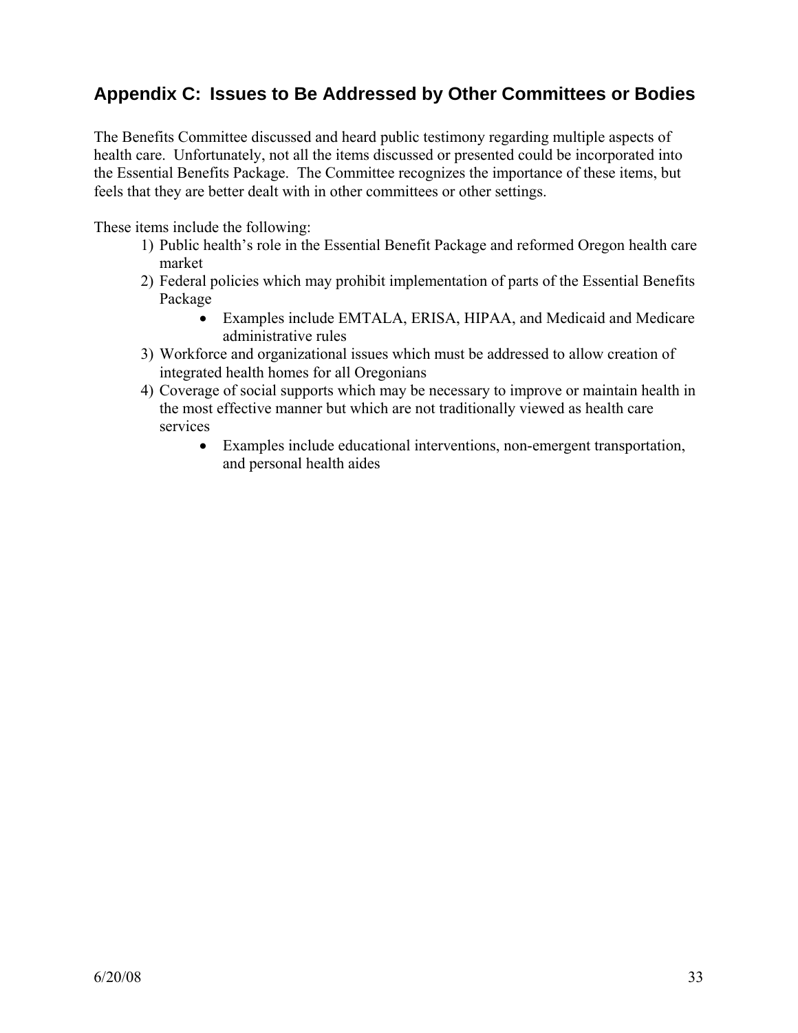## Appendix C: Issues to Be Addressed by Other Committees or Bodies

The Benefits Committee discussed and heard public testimony regarding multiple aspects of health care. Unfortunately, not all the items discussed or presented could be incorporated into the Essential Benefits Package. The Committee recognizes the importance of these items, but feels that they are better dealt with in other committees or other settings.

These items include the following:

1) Public health's role in the Essential Benefit Package and reformed Oregon health care market
2) Federal policies which may prohibit implementation of parts of the Essential Benefits Package
    - Examples include EMTALA, ERISA, HIPAA, and Medicaid and Medicare administrative rules
3) Workforce and organizational issues which must be addressed to allow creation of integrated health homes for all Oregonians
4) Coverage of social supports which may be necessary to improve or maintain health in the most effective manner but which are not traditionally viewed as health care services
    - Examples include educational interventions, non-emergent transportation, and personal health aides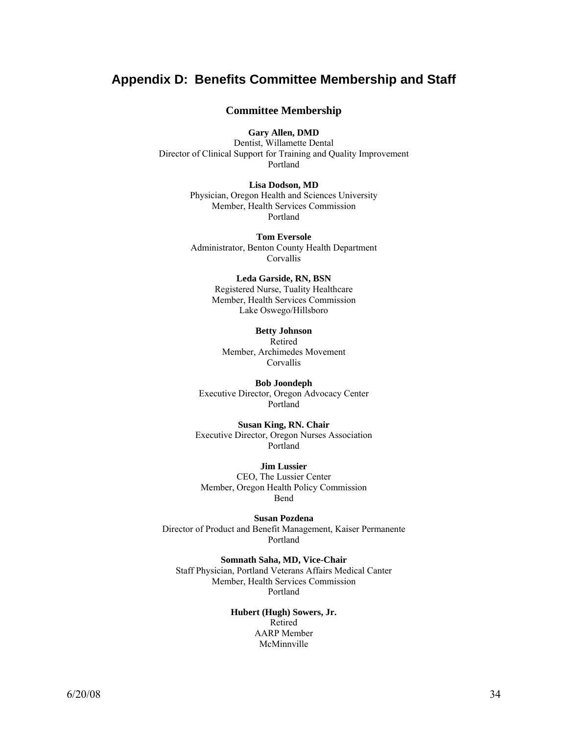# Appendix D: Benefits Committee Membership and Staff

## Committee Membership

**Gary Allen, DMD**
Dentist, Willamette Dental
Director of Clinical Support for Training and Quality Improvement
Portland

**Lisa Dodson, MD**
Physician, Oregon Health and Sciences University
Member, Health Services Commission
Portland

**Tom Eversole**
Administrator, Benton County Health Department
Corvallis

**Leda Garside, RN, BSN**
Registered Nurse, Tuality Healthcare
Member, Health Services Commission
Lake Oswego/Hillsboro

**Betty Johnson**
Retired
Member, Archimedes Movement
Corvallis

**Bob Joondeph**
Executive Director, Oregon Advocacy Center
Portland

**Susan King, RN. Chair**
Executive Director, Oregon Nurses Association
Portland

**Jim Lussier**
CEO, The Lussier Center
Member, Oregon Health Policy Commission
Bend

**Susan Pozdena**
Director of Product and Benefit Management, Kaiser Permanente
Portland

**Somnath Saha, MD, Vice-Chair**
Staff Physician, Portland Veterans Affairs Medical Canter
Member, Health Services Commission
Portland

**Hubert (Hugh) Sowers, Jr.**
Retired
AARP Member
McMinnville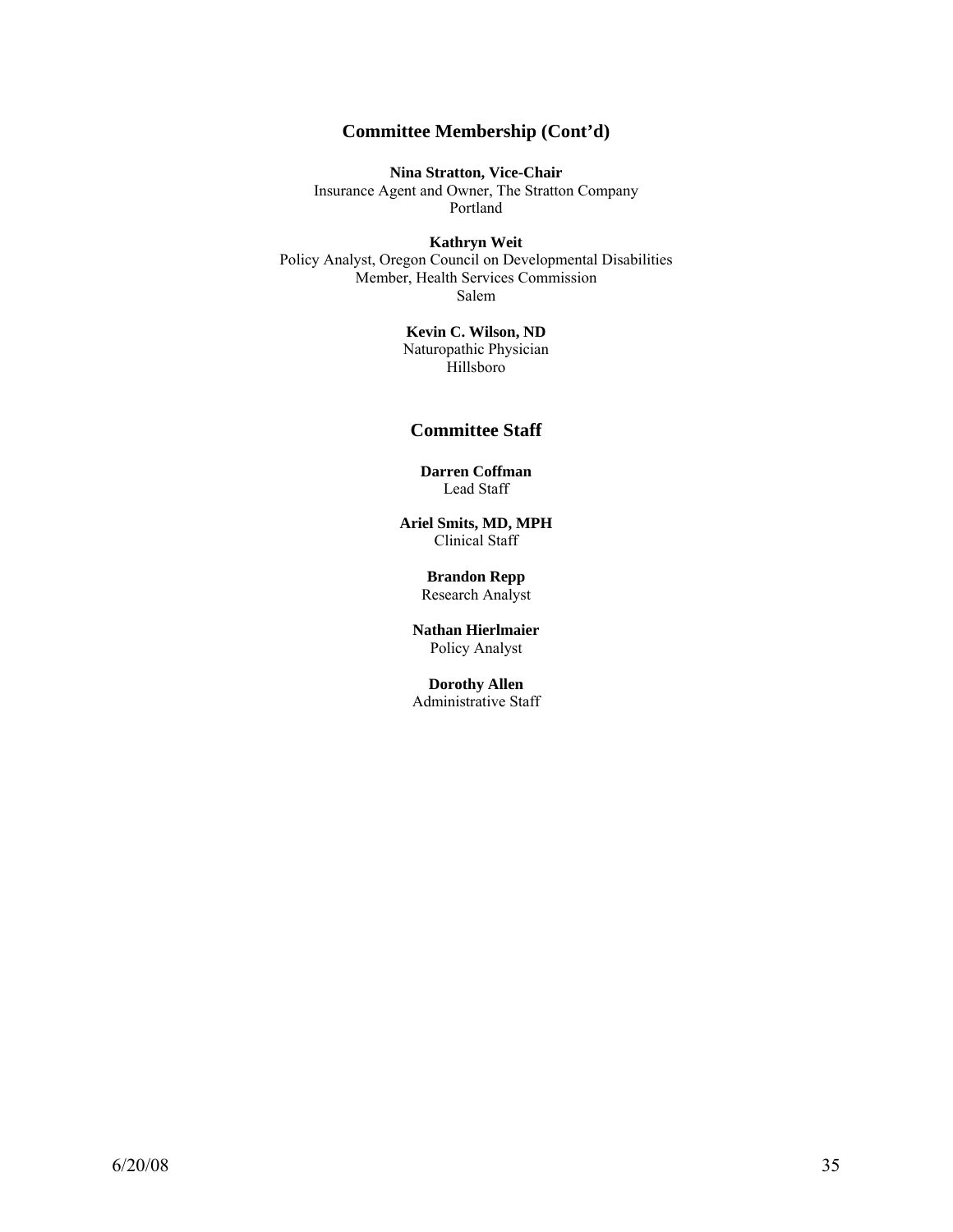## Committee Membership (Cont'd)

**Nina Stratton, Vice-Chair**
Insurance Agent and Owner, The Stratton Company
Portland

**Kathryn Weit**
Policy Analyst, Oregon Council on Developmental Disabilities
Member, Health Services Commission
Salem

**Kevin C. Wilson, ND**
Naturopathic Physician
Hillsboro

## Committee Staff

**Darren Coffman**
Lead Staff

**Ariel Smits, MD, MPH**
Clinical Staff

**Brandon Repp**
Research Analyst

**Nathan Hierlmaier**
Policy Analyst

**Dorothy Allen**
Administrative Staff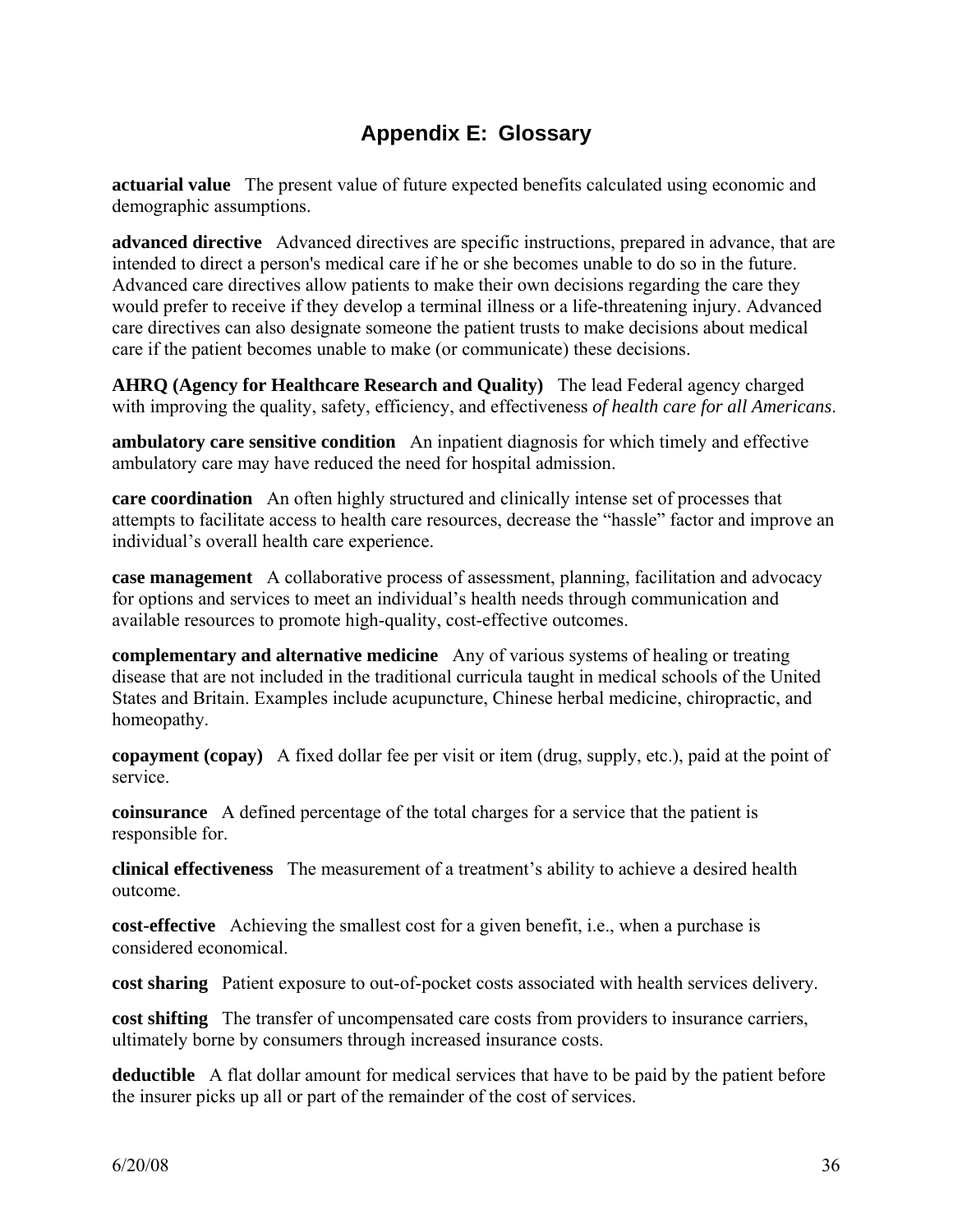## Appendix E: Glossary

**actuarial value** The present value of future expected benefits calculated using economic and demographic assumptions.

**advanced directive** Advanced directives are specific instructions, prepared in advance, that are intended to direct a person's medical care if he or she becomes unable to do so in the future. Advanced care directives allow patients to make their own decisions regarding the care they would prefer to receive if they develop a terminal illness or a life-threatening injury. Advanced care directives can also designate someone the patient trusts to make decisions about medical care if the patient becomes unable to make (or communicate) these decisions.

**AHRQ (Agency for Healthcare Research and Quality)** The lead Federal agency charged with improving the quality, safety, efficiency, and effectiveness *of health care for all Americans*.

**ambulatory care sensitive condition** An inpatient diagnosis for which timely and effective ambulatory care may have reduced the need for hospital admission.

**care coordination** An often highly structured and clinically intense set of processes that attempts to facilitate access to health care resources, decrease the "hassle" factor and improve an individual's overall health care experience.

**case management** A collaborative process of assessment, planning, facilitation and advocacy for options and services to meet an individual's health needs through communication and available resources to promote high-quality, cost-effective outcomes.

**complementary and alternative medicine** Any of various systems of healing or treating disease that are not included in the traditional curricula taught in medical schools of the United States and Britain. Examples include acupuncture, Chinese herbal medicine, chiropractic, and homeopathy.

**copayment (copay)** A fixed dollar fee per visit or item (drug, supply, etc.), paid at the point of service.

**coinsurance** A defined percentage of the total charges for a service that the patient is responsible for.

**clinical effectiveness** The measurement of a treatment's ability to achieve a desired health outcome.

**cost-effective** Achieving the smallest cost for a given benefit, i.e., when a purchase is considered economical.

**cost sharing** Patient exposure to out-of-pocket costs associated with health services delivery.

**cost shifting** The transfer of uncompensated care costs from providers to insurance carriers, ultimately borne by consumers through increased insurance costs.

**deductible** A flat dollar amount for medical services that have to be paid by the patient before the insurer picks up all or part of the remainder of the cost of services.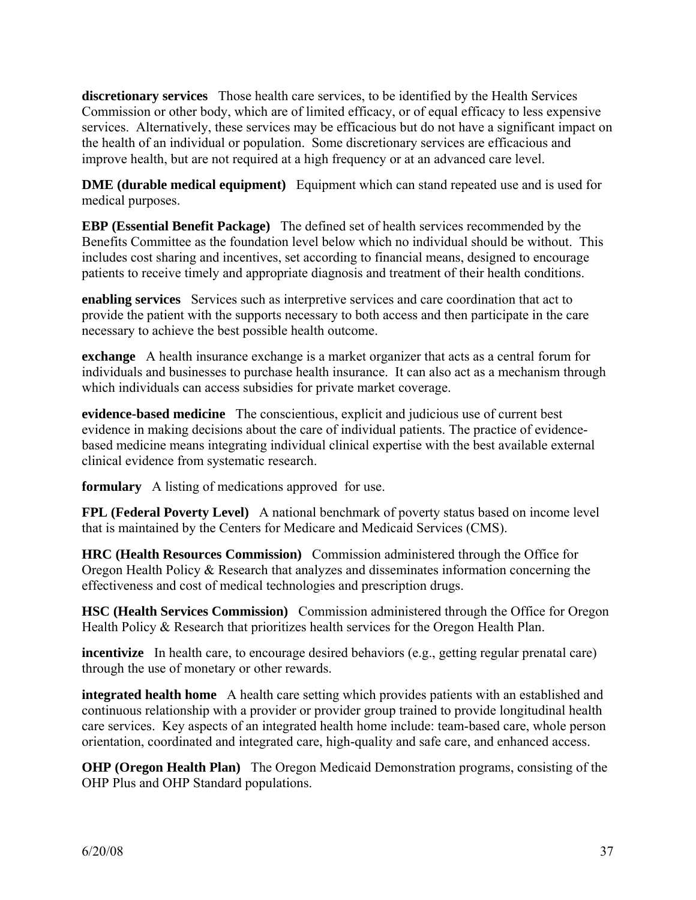**discretionary services** Those health care services, to be identified by the Health Services Commission or other body, which are of limited efficacy, or of equal efficacy to less expensive services. Alternatively, these services may be efficacious but do not have a significant impact on the health of an individual or population. Some discretionary services are efficacious and improve health, but are not required at a high frequency or at an advanced care level.

**DME (durable medical equipment)** Equipment which can stand repeated use and is used for medical purposes.

**EBP (Essential Benefit Package)** The defined set of health services recommended by the Benefits Committee as the foundation level below which no individual should be without. This includes cost sharing and incentives, set according to financial means, designed to encourage patients to receive timely and appropriate diagnosis and treatment of their health conditions.

**enabling services** Services such as interpretive services and care coordination that act to provide the patient with the supports necessary to both access and then participate in the care necessary to achieve the best possible health outcome.

**exchange** A health insurance exchange is a market organizer that acts as a central forum for individuals and businesses to purchase health insurance. It can also act as a mechanism through which individuals can access subsidies for private market coverage.

**evidence-based medicine** The conscientious, explicit and judicious use of current best evidence in making decisions about the care of individual patients. The practice of evidence-based medicine means integrating individual clinical expertise with the best available external clinical evidence from systematic research.

**formulary** A listing of medications approved for use.

**FPL (Federal Poverty Level)** A national benchmark of poverty status based on income level that is maintained by the Centers for Medicare and Medicaid Services (CMS).

**HRC (Health Resources Commission)** Commission administered through the Office for Oregon Health Policy & Research that analyzes and disseminates information concerning the effectiveness and cost of medical technologies and prescription drugs.

**HSC (Health Services Commission)** Commission administered through the Office for Oregon Health Policy & Research that prioritizes health services for the Oregon Health Plan.

**incentivize** In health care, to encourage desired behaviors (e.g., getting regular prenatal care) through the use of monetary or other rewards.

**integrated health home** A health care setting which provides patients with an established and continuous relationship with a provider or provider group trained to provide longitudinal health care services. Key aspects of an integrated health home include: team-based care, whole person orientation, coordinated and integrated care, high-quality and safe care, and enhanced access.

**OHP (Oregon Health Plan)** The Oregon Medicaid Demonstration programs, consisting of the OHP Plus and OHP Standard populations.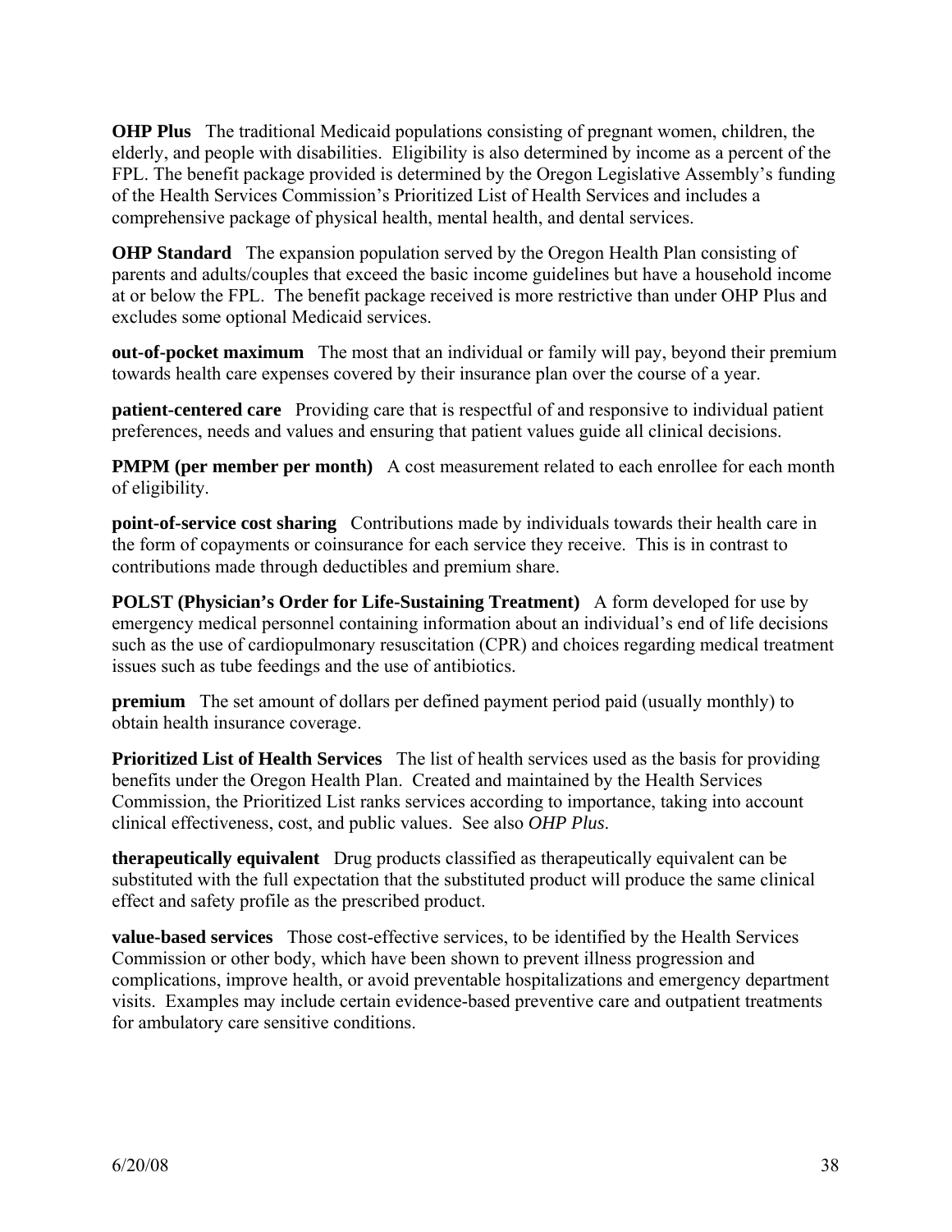**OHP Plus** The traditional Medicaid populations consisting of pregnant women, children, the elderly, and people with disabilities. Eligibility is also determined by income as a percent of the FPL. The benefit package provided is determined by the Oregon Legislative Assembly's funding of the Health Services Commission's Prioritized List of Health Services and includes a comprehensive package of physical health, mental health, and dental services.

**OHP Standard** The expansion population served by the Oregon Health Plan consisting of parents and adults/couples that exceed the basic income guidelines but have a household income at or below the FPL. The benefit package received is more restrictive than under OHP Plus and excludes some optional Medicaid services.

**out-of-pocket maximum** The most that an individual or family will pay, beyond their premium towards health care expenses covered by their insurance plan over the course of a year.

**patient-centered care** Providing care that is respectful of and responsive to individual patient preferences, needs and values and ensuring that patient values guide all clinical decisions.

**PMPM (per member per month)** A cost measurement related to each enrollee for each month of eligibility.

**point-of-service cost sharing** Contributions made by individuals towards their health care in the form of copayments or coinsurance for each service they receive. This is in contrast to contributions made through deductibles and premium share.

**POLST (Physician's Order for Life-Sustaining Treatment)** A form developed for use by emergency medical personnel containing information about an individual's end of life decisions such as the use of cardiopulmonary resuscitation (CPR) and choices regarding medical treatment issues such as tube feedings and the use of antibiotics.

**premium** The set amount of dollars per defined payment period paid (usually monthly) to obtain health insurance coverage.

**Prioritized List of Health Services** The list of health services used as the basis for providing benefits under the Oregon Health Plan. Created and maintained by the Health Services Commission, the Prioritized List ranks services according to importance, taking into account clinical effectiveness, cost, and public values. See also *OHP Plus*.

**therapeutically equivalent** Drug products classified as therapeutically equivalent can be substituted with the full expectation that the substituted product will produce the same clinical effect and safety profile as the prescribed product.

**value-based services** Those cost-effective services, to be identified by the Health Services Commission or other body, which have been shown to prevent illness progression and complications, improve health, or avoid preventable hospitalizations and emergency department visits. Examples may include certain evidence-based preventive care and outpatient treatments for ambulatory care sensitive conditions.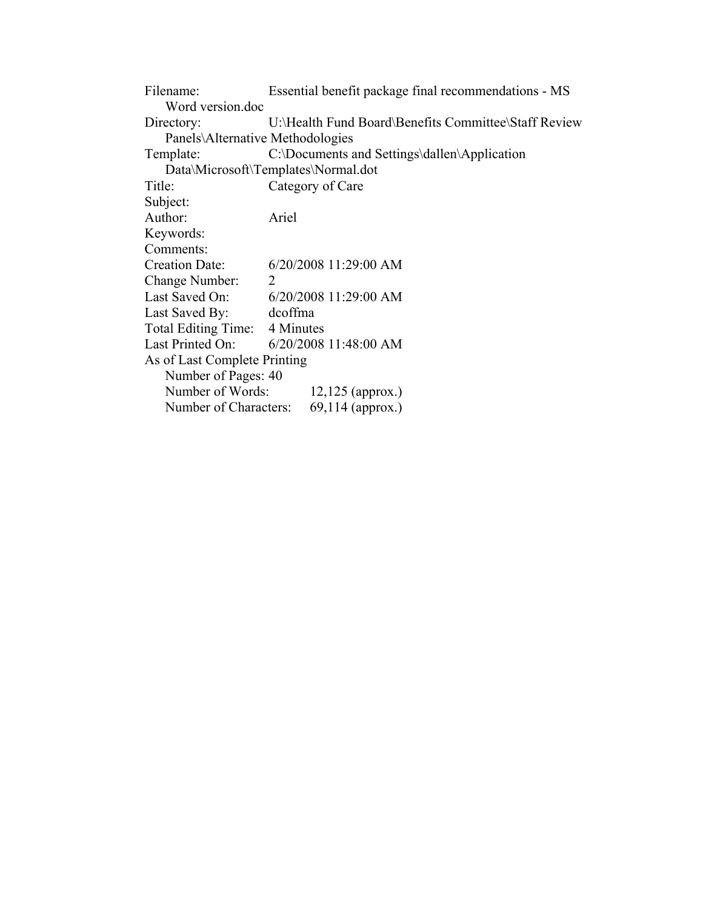Filename: Essential benefit package final recommendations - MS Word version.doc
Directory: U:\Health Fund Board\Benefits Committee\Staff Review Panels\Alternative Methodologies
Template: C:\Documents and Settings\dallen\Application Data\Microsoft\Templates\Normal.dot
Title: Category of Care
Subject:
Author: Ariel
Keywords:
Comments:
Creation Date: 6/20/2008 11:29:00 AM
Change Number: 2
Last Saved On: 6/20/2008 11:29:00 AM
Last Saved By: dcoffma
Total Editing Time: 4 Minutes
Last Printed On: 6/20/2008 11:48:00 AM
As of Last Complete Printing
Number of Pages: 40
Number of Words: 12,125 (approx.)
Number of Characters: 69,114 (approx.)